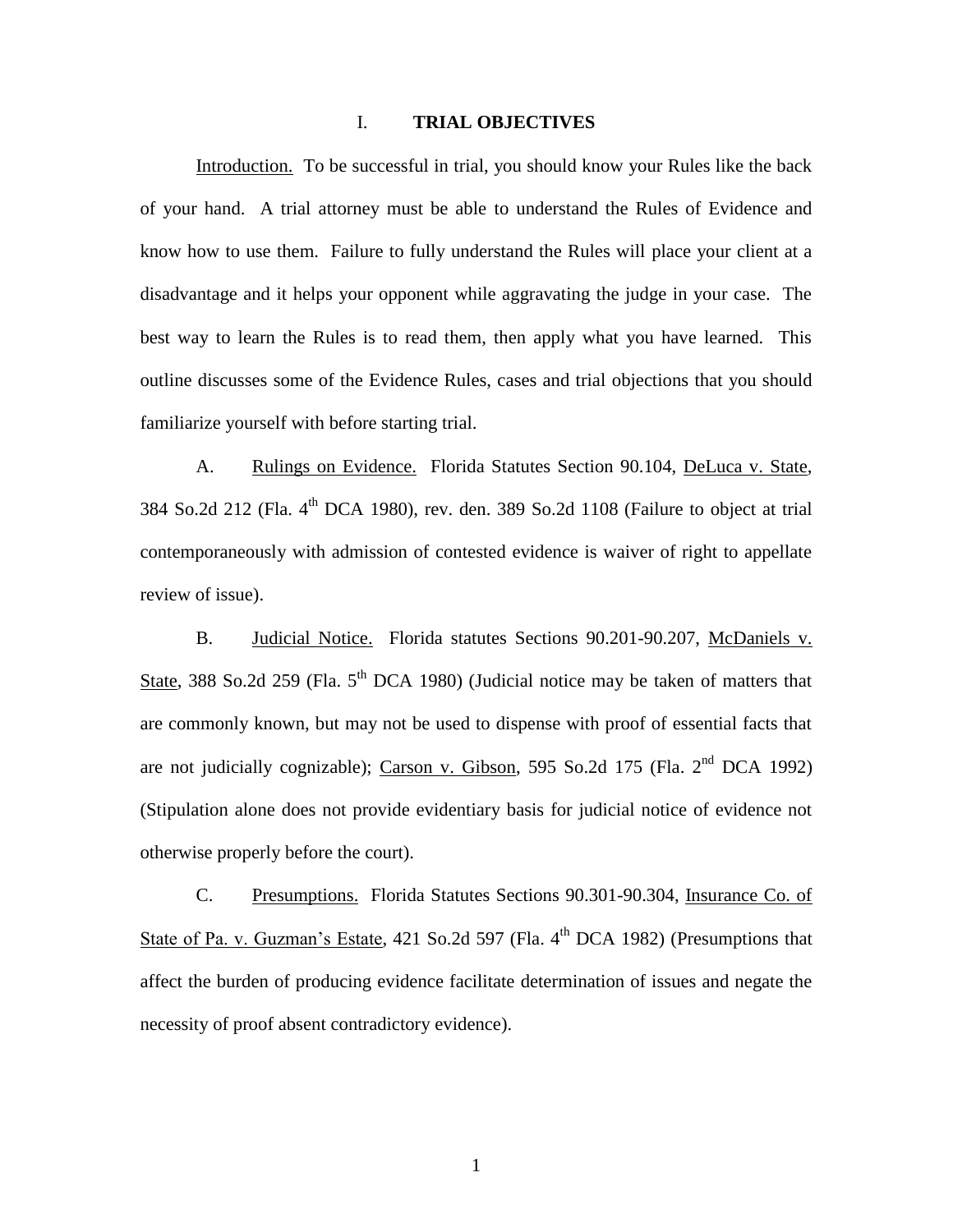## I. **TRIAL OBJECTIVES**

Introduction. To be successful in trial, you should know your Rules like the back of your hand. A trial attorney must be able to understand the Rules of Evidence and know how to use them. Failure to fully understand the Rules will place your client at a disadvantage and it helps your opponent while aggravating the judge in your case. The best way to learn the Rules is to read them, then apply what you have learned. This outline discusses some of the Evidence Rules, cases and trial objections that you should familiarize yourself with before starting trial.

A. Rulings on Evidence. Florida Statutes Section 90.104, DeLuca v. State, 384 So.2d 212 (Fla. 4th DCA 1980), rev. den. 389 So.2d 1108 (Failure to object at trial contemporaneously with admission of contested evidence is waiver of right to appellate review of issue).

B. Judicial Notice. Florida statutes Sections 90.201-90.207, McDaniels v. State, 388 So.2d 259 (Fla. 5th DCA 1980) (Judicial notice may be taken of matters that are commonly known, but may not be used to dispense with proof of essential facts that are not judicially cognizable); Carson v. Gibson, 595 So.2d 175 (Fla. 2nd DCA 1992) (Stipulation alone does not provide evidentiary basis for judicial notice of evidence not otherwise properly before the court).

C. Presumptions. Florida Statutes Sections 90.301-90.304, Insurance Co. of State of Pa. v. Guzman's Estate, 421 So.2d 597 (Fla. 4th DCA 1982) (Presumptions that affect the burden of producing evidence facilitate determination of issues and negate the necessity of proof absent contradictory evidence).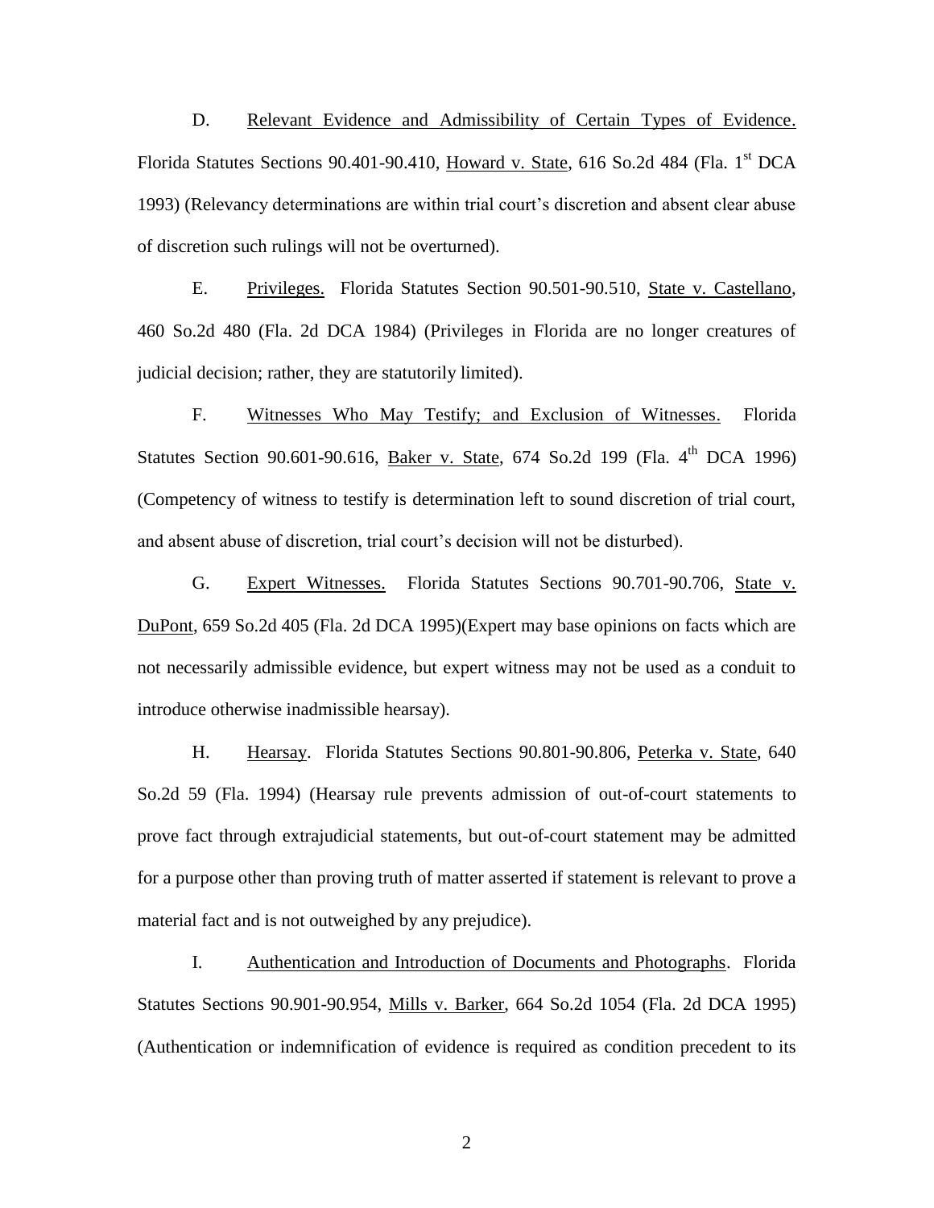D. <u>Relevant Evidence and Admissibility of Certain Types of Evidence</u>. Florida Statutes Sections 90.401-90.410, <u>Howard v. State</u>, 616 So.2d 484 (Fla. 1st DCA 1993) (Relevancy determinations are within trial court's discretion and absent clear abuse of discretion such rulings will not be overturned).

E. <u>Privileges.</u> Florida Statutes Section 90.501-90.510, <u>State v. Castellano</u>, 460 So.2d 480 (Fla. 2d DCA 1984) (Privileges in Florida are no longer creatures of judicial decision; rather, they are statutorily limited).

F. <u>Witnesses Who May Testify; and Exclusion of Witnesses</u>. Florida Statutes Section 90.601-90.616, <u>Baker v. State</u>, 674 So.2d 199 (Fla. 4th DCA 1996) (Competency of witness to testify is determination left to sound discretion of trial court, and absent abuse of discretion, trial court's decision will not be disturbed).

G. <u>Expert Witnesses.</u> Florida Statutes Sections 90.701-90.706, <u>State v. DuPont</u>, 659 So.2d 405 (Fla. 2d DCA 1995)(Expert may base opinions on facts which are not necessarily admissible evidence, but expert witness may not be used as a conduit to introduce otherwise inadmissible hearsay).

H. <u>Hearsay</u>. Florida Statutes Sections 90.801-90.806, <u>Peterka v. State</u>, 640 So.2d 59 (Fla. 1994) (Hearsay rule prevents admission of out-of-court statements to prove fact through extrajudicial statements, but out-of-court statement may be admitted for a purpose other than proving truth of matter asserted if statement is relevant to prove a material fact and is not outweighed by any prejudice).

I. <u>Authentication and Introduction of Documents and Photographs</u>. Florida Statutes Sections 90.901-90.954, <u>Mills v. Barker</u>, 664 So.2d 1054 (Fla. 2d DCA 1995) (Authentication or indemnification of evidence is required as condition precedent to its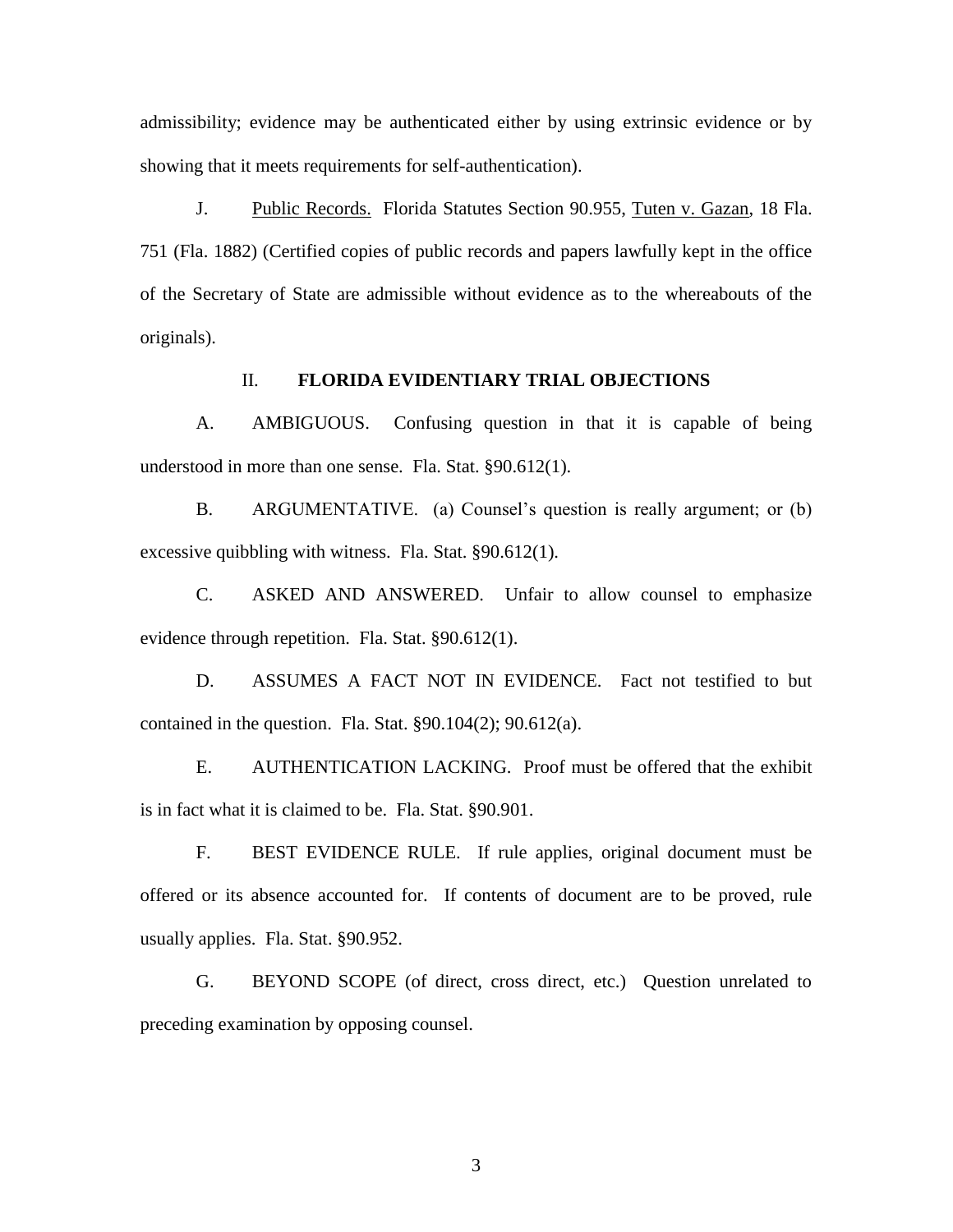admissibility; evidence may be authenticated either by using extrinsic evidence or by showing that it meets requirements for self-authentication).

J. Public Records. Florida Statutes Section 90.955, Tuten v. Gazan, 18 Fla. 751 (Fla. 1882) (Certified copies of public records and papers lawfully kept in the office of the Secretary of State are admissible without evidence as to the whereabouts of the originals).

## II. FLORIDA EVIDENTIARY TRIAL OBJECTIONS

A. AMBIGUOUS. Confusing question in that it is capable of being understood in more than one sense. Fla. Stat. §90.612(1).

B. ARGUMENTATIVE. (a) Counsel's question is really argument; or (b) excessive quibbling with witness. Fla. Stat. §90.612(1).

C. ASKED AND ANSWERED. Unfair to allow counsel to emphasize evidence through repetition. Fla. Stat. §90.612(1).

D. ASSUMES A FACT NOT IN EVIDENCE. Fact not testified to but contained in the question. Fla. Stat. §90.104(2); 90.612(a).

E. AUTHENTICATION LACKING. Proof must be offered that the exhibit is in fact what it is claimed to be. Fla. Stat. §90.901.

F. BEST EVIDENCE RULE. If rule applies, original document must be offered or its absence accounted for. If contents of document are to be proved, rule usually applies. Fla. Stat. §90.952.

G. BEYOND SCOPE (of direct, cross direct, etc.) Question unrelated to preceding examination by opposing counsel.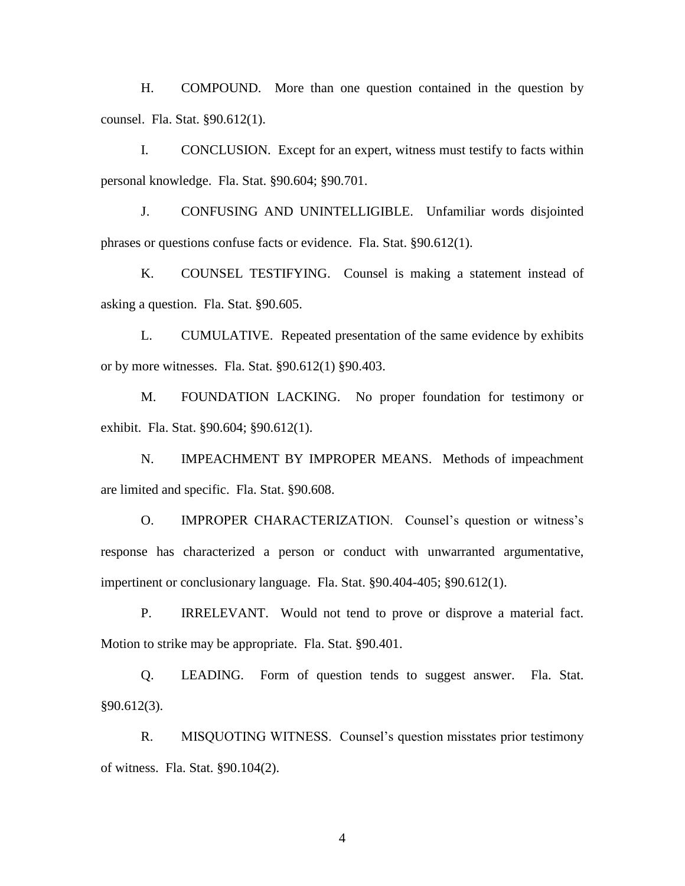H. COMPOUND. More than one question contained in the question by counsel. Fla. Stat. §90.612(1).

I. CONCLUSION. Except for an expert, witness must testify to facts within personal knowledge. Fla. Stat. §90.604; §90.701.

J. CONFUSING AND UNINTELLIGIBLE. Unfamiliar words disjointed phrases or questions confuse facts or evidence. Fla. Stat. §90.612(1).

K. COUNSEL TESTIFYING. Counsel is making a statement instead of asking a question. Fla. Stat. §90.605.

L. CUMULATIVE. Repeated presentation of the same evidence by exhibits or by more witnesses. Fla. Stat. §90.612(1) §90.403.

M. FOUNDATION LACKING. No proper foundation for testimony or exhibit. Fla. Stat. §90.604; §90.612(1).

N. IMPEACHMENT BY IMPROPER MEANS. Methods of impeachment are limited and specific. Fla. Stat. §90.608.

O. IMPROPER CHARACTERIZATION. Counsel's question or witness's response has characterized a person or conduct with unwarranted argumentative, impertinent or conclusionary language. Fla. Stat. §90.404-405; §90.612(1).

P. IRRELEVANT. Would not tend to prove or disprove a material fact. Motion to strike may be appropriate. Fla. Stat. §90.401.

Q. LEADING. Form of question tends to suggest answer. Fla. Stat. §90.612(3).

R. MISQUOTING WITNESS. Counsel's question misstates prior testimony of witness. Fla. Stat. §90.104(2).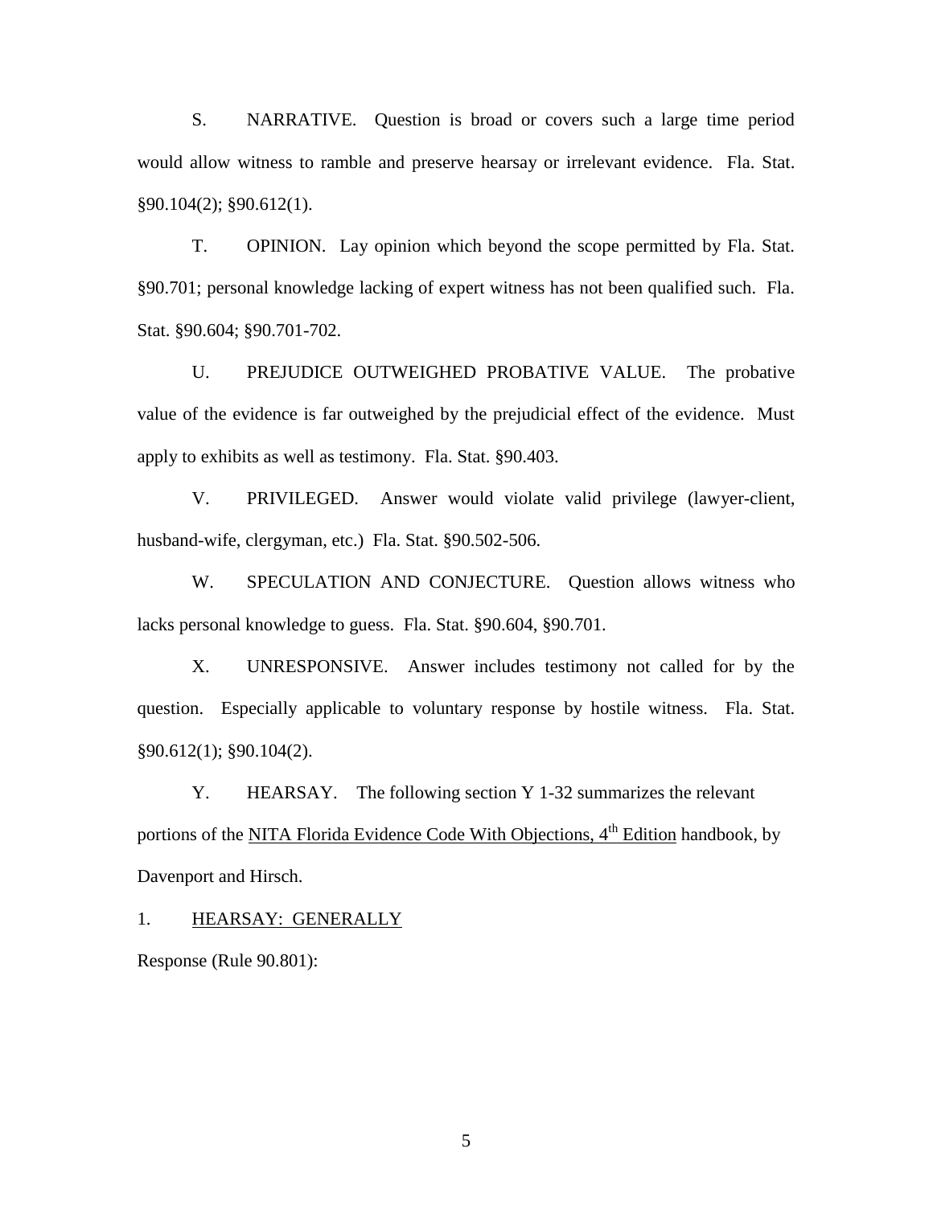S. NARRATIVE. Question is broad or covers such a large time period would allow witness to ramble and preserve hearsay or irrelevant evidence. Fla. Stat. §90.104(2); §90.612(1).

T. OPINION. Lay opinion which beyond the scope permitted by Fla. Stat. §90.701; personal knowledge lacking of expert witness has not been qualified such. Fla. Stat. §90.604; §90.701-702.

U. PREJUDICE OUTWEIGHED PROBATIVE VALUE. The probative value of the evidence is far outweighed by the prejudicial effect of the evidence. Must apply to exhibits as well as testimony. Fla. Stat. §90.403.

V. PRIVILEGED. Answer would violate valid privilege (lawyer-client, husband-wife, clergyman, etc.) Fla. Stat. §90.502-506.

W. SPECULATION AND CONJECTURE. Question allows witness who lacks personal knowledge to guess. Fla. Stat. §90.604, §90.701.

X. UNRESPONSIVE. Answer includes testimony not called for by the question. Especially applicable to voluntary response by hostile witness. Fla. Stat. §90.612(1); §90.104(2).

Y. HEARSAY. The following section Y 1-32 summarizes the relevant portions of the <u>NITA Florida Evidence Code With Objections, 4th Edition</u> handbook, by Davenport and Hirsch.

1. <u>HEARSAY: GENERALLY</u>

Response (Rule 90.801):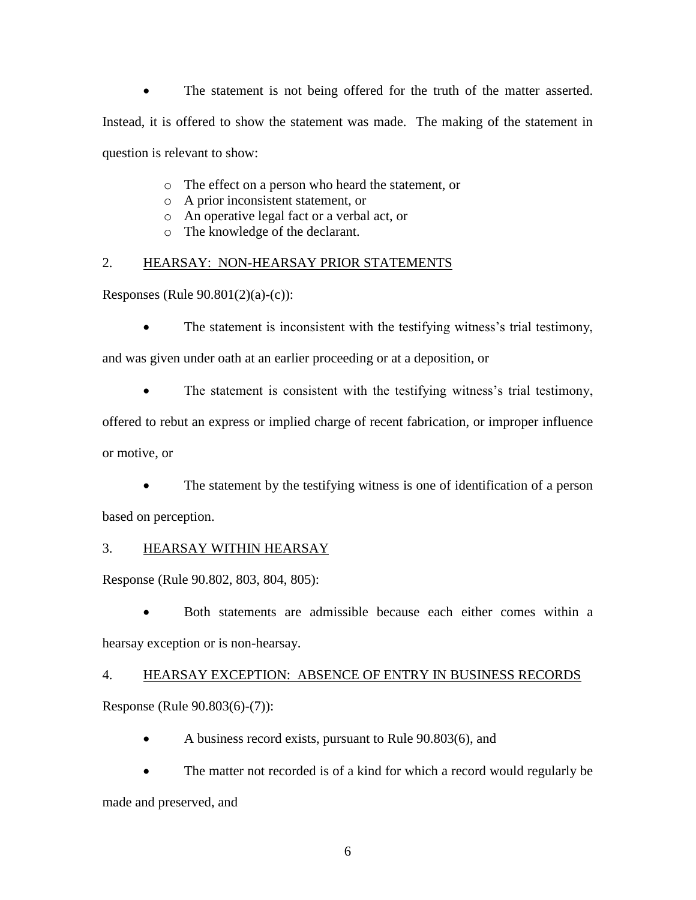- The statement is not being offered for the truth of the matter asserted. Instead, it is offered to show the statement was made. The making of the statement in question is relevant to show:
  - The effect on a person who heard the statement, or
  - A prior inconsistent statement, or
  - An operative legal fact or a verbal act, or
  - The knowledge of the declarant.

2. <u>HEARSAY: NON-HEARSAY PRIOR STATEMENTS</u>

Responses (Rule 90.801(2)(a)-(c)):

- The statement is inconsistent with the testifying witness's trial testimony, and was given under oath at an earlier proceeding or at a deposition, or

- The statement is consistent with the testifying witness's trial testimony, offered to rebut an express or implied charge of recent fabrication, or improper influence or motive, or

- The statement by the testifying witness is one of identification of a person based on perception.

3. <u>HEARSAY WITHIN HEARSAY</u>

Response (Rule 90.802, 803, 804, 805):

- Both statements are admissible because each either comes within a hearsay exception or is non-hearsay.

4. <u>HEARSAY EXCEPTION: ABSENCE OF ENTRY IN BUSINESS RECORDS</u>

Response (Rule 90.803(6)-(7)):

- A business record exists, pursuant to Rule 90.803(6), and

- The matter not recorded is of a kind for which a record would regularly be made and preserved, and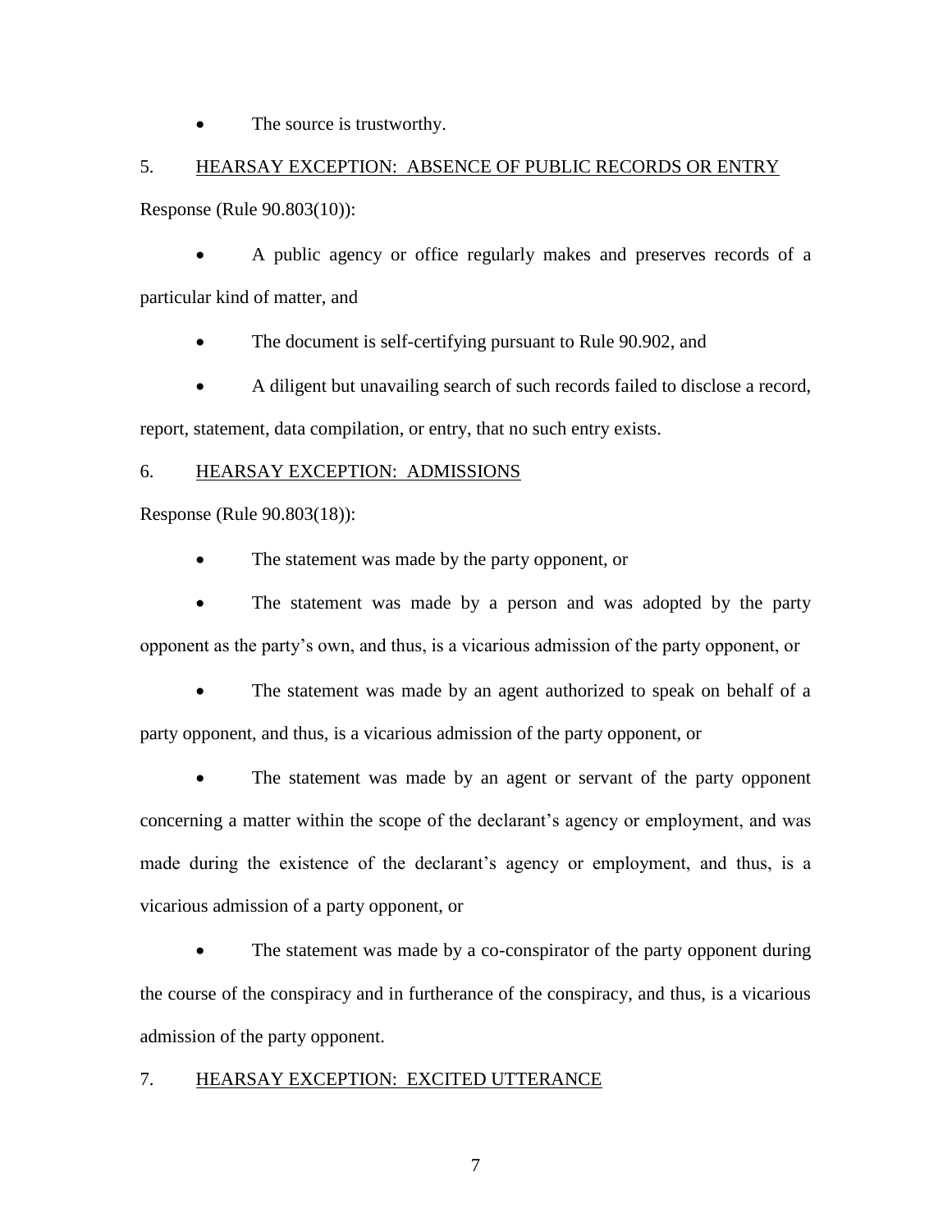- The source is trustworthy.

5. <u>HEARSAY EXCEPTION: ABSENCE OF PUBLIC RECORDS OR ENTRY</u>

Response (Rule 90.803(10)):

- A public agency or office regularly makes and preserves records of a particular kind of matter, and
- The document is self-certifying pursuant to Rule 90.902, and
- A diligent but unavailing search of such records failed to disclose a record, report, statement, data compilation, or entry, that no such entry exists.

6. <u>HEARSAY EXCEPTION: ADMISSIONS</u>

Response (Rule 90.803(18)):

- The statement was made by the party opponent, or
- The statement was made by a person and was adopted by the party opponent as the party's own, and thus, is a vicarious admission of the party opponent, or
- The statement was made by an agent authorized to speak on behalf of a party opponent, and thus, is a vicarious admission of the party opponent, or
- The statement was made by an agent or servant of the party opponent concerning a matter within the scope of the declarant's agency or employment, and was made during the existence of the declarant's agency or employment, and thus, is a vicarious admission of a party opponent, or
- The statement was made by a co-conspirator of the party opponent during the course of the conspiracy and in furtherance of the conspiracy, and thus, is a vicarious admission of the party opponent.

7. <u>HEARSAY EXCEPTION: EXCITED UTTERANCE</u>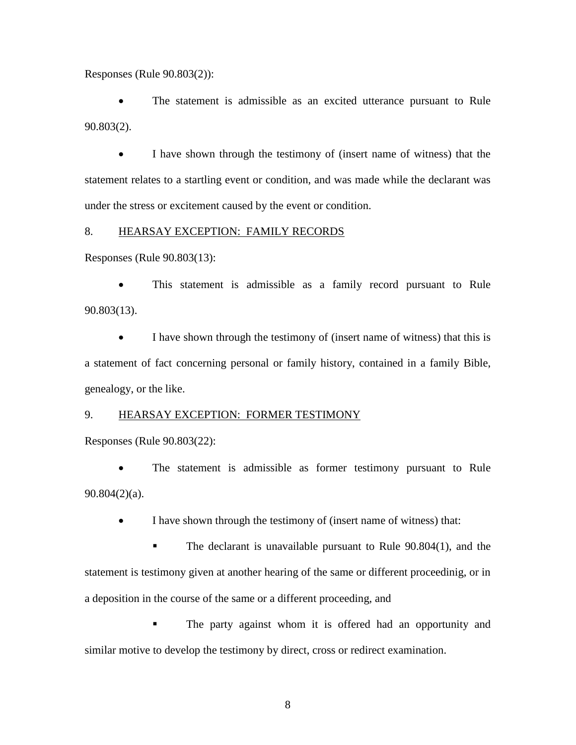Responses (Rule 90.803(2)):

- The statement is admissible as an excited utterance pursuant to Rule 90.803(2).

- I have shown through the testimony of (insert name of witness) that the statement relates to a startling event or condition, and was made while the declarant was under the stress or excitement caused by the event or condition.

8. <u>HEARSAY EXCEPTION: FAMILY RECORDS</u>

Responses (Rule 90.803(13):

- This statement is admissible as a family record pursuant to Rule 90.803(13).

- I have shown through the testimony of (insert name of witness) that this is a statement of fact concerning personal or family history, contained in a family Bible, genealogy, or the like.

9. <u>HEARSAY EXCEPTION: FORMER TESTIMONY</u>

Responses (Rule 90.803(22):

- The statement is admissible as former testimony pursuant to Rule 90.804(2)(a).

- I have shown through the testimony of (insert name of witness) that:

  - The declarant is unavailable pursuant to Rule 90.804(1), and the statement is testimony given at another hearing of the same or different proceedinig, or in a deposition in the course of the same or a different proceeding, and

  - The party against whom it is offered had an opportunity and similar motive to develop the testimony by direct, cross or redirect examination.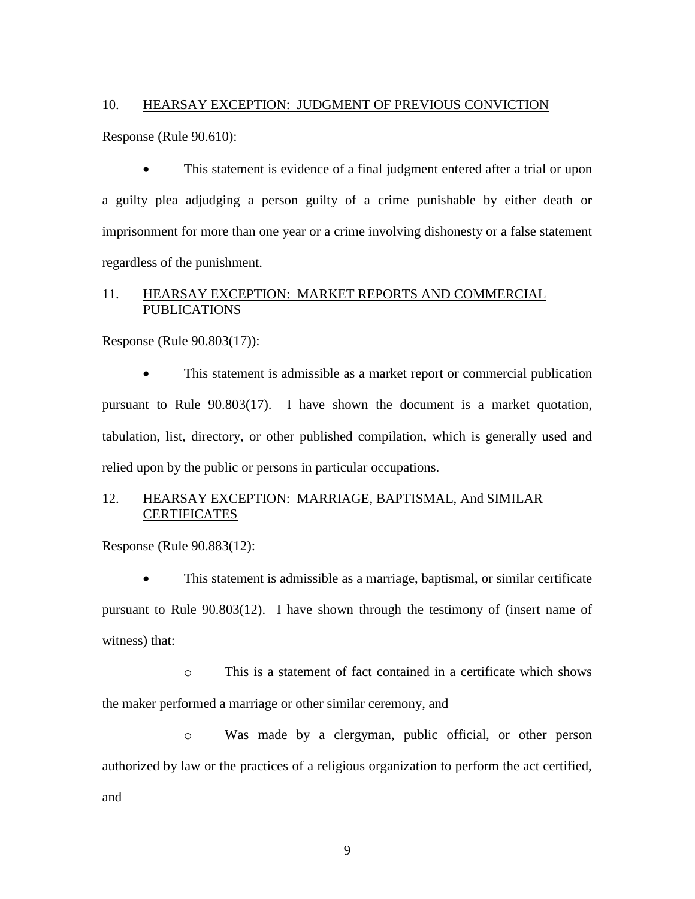10. <u>HEARSAY EXCEPTION: JUDGMENT OF PREVIOUS CONVICTION</u>

Response (Rule 90.610):

- This statement is evidence of a final judgment entered after a trial or upon a guilty plea adjudging a person guilty of a crime punishable by either death or imprisonment for more than one year or a crime involving dishonesty or a false statement regardless of the punishment.

11. <u>HEARSAY EXCEPTION: MARKET REPORTS AND COMMERCIAL PUBLICATIONS</u>

Response (Rule 90.803(17)):

- This statement is admissible as a market report or commercial publication pursuant to Rule 90.803(17). I have shown the document is a market quotation, tabulation, list, directory, or other published compilation, which is generally used and relied upon by the public or persons in particular occupations.

12. <u>HEARSAY EXCEPTION: MARRIAGE, BAPTISMAL, And SIMILAR CERTIFICATES</u>

Response (Rule 90.883(12):

- This statement is admissible as a marriage, baptismal, or similar certificate pursuant to Rule 90.803(12). I have shown through the testimony of (insert name of witness) that:
    - This is a statement of fact contained in a certificate which shows the maker performed a marriage or other similar ceremony, and
    - Was made by a clergyman, public official, or other person authorized by law or the practices of a religious organization to perform the act certified, and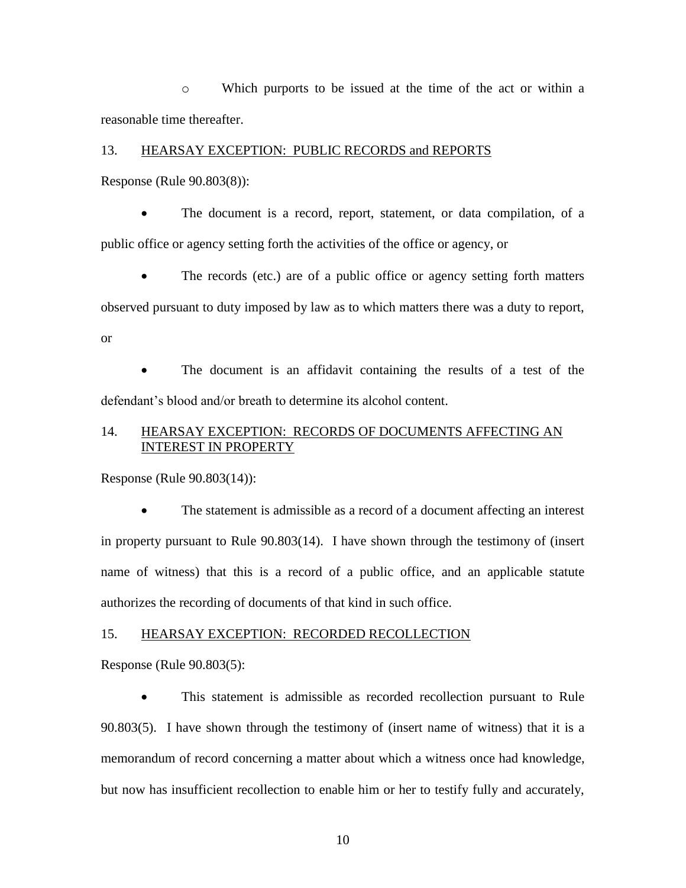- Which purports to be issued at the time of the act or within a reasonable time thereafter.

13. <u>HEARSAY EXCEPTION: PUBLIC RECORDS and REPORTS</u>

Response (Rule 90.803(8)):

- The document is a record, report, statement, or data compilation, of a public office or agency setting forth the activities of the office or agency, or
- The records (etc.) are of a public office or agency setting forth matters observed pursuant to duty imposed by law as to which matters there was a duty to report, or
- The document is an affidavit containing the results of a test of the defendant's blood and/or breath to determine its alcohol content.

14. <u>HEARSAY EXCEPTION: RECORDS OF DOCUMENTS AFFECTING AN INTEREST IN PROPERTY</u>

Response (Rule 90.803(14)):

- The statement is admissible as a record of a document affecting an interest in property pursuant to Rule 90.803(14). I have shown through the testimony of (insert name of witness) that this is a record of a public office, and an applicable statute authorizes the recording of documents of that kind in such office.

15. <u>HEARSAY EXCEPTION: RECORDED RECOLLECTION</u>

Response (Rule 90.803(5):

- This statement is admissible as recorded recollection pursuant to Rule 90.803(5). I have shown through the testimony of (insert name of witness) that it is a memorandum of record concerning a matter about which a witness once had knowledge, but now has insufficient recollection to enable him or her to testify fully and accurately,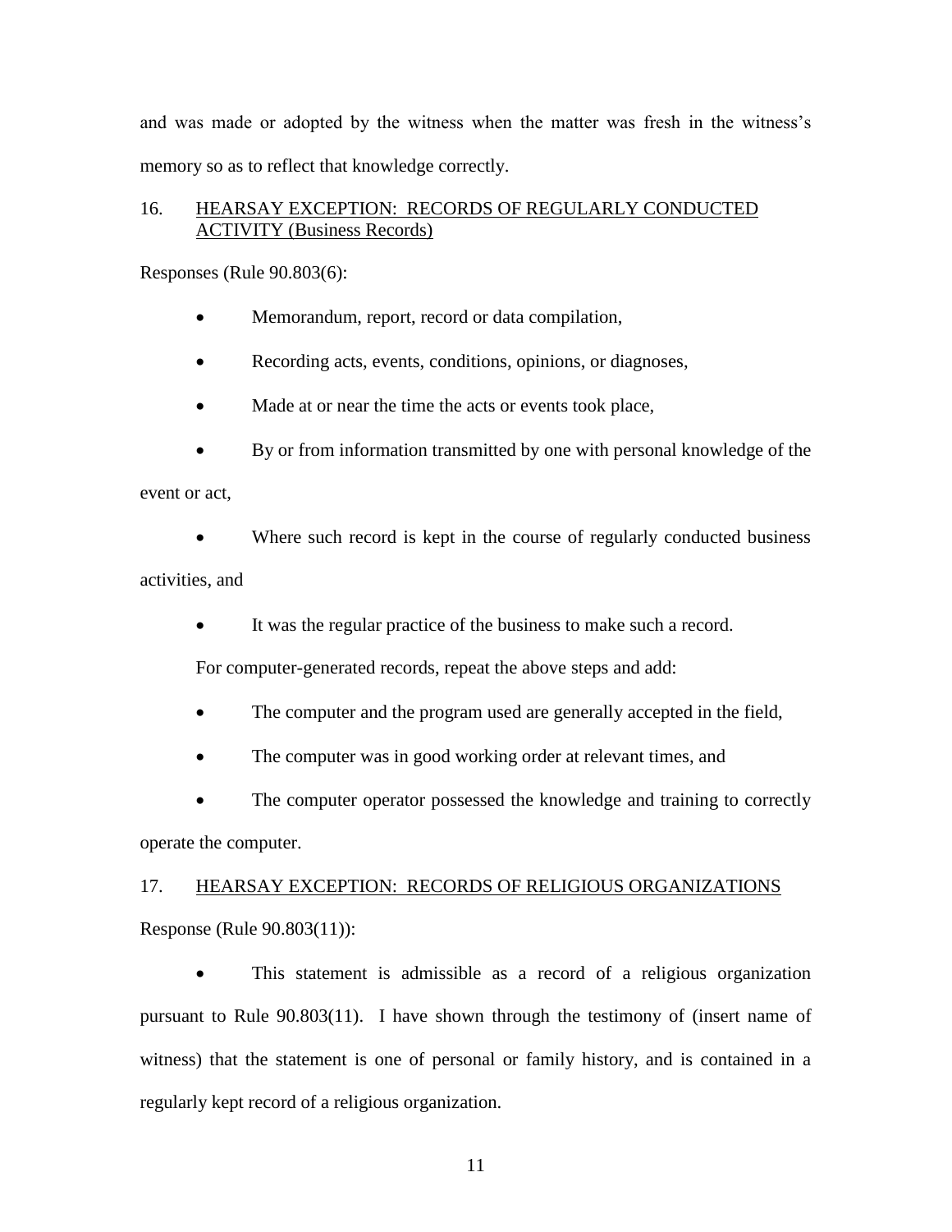and was made or adopted by the witness when the matter was fresh in the witness's memory so as to reflect that knowledge correctly.

## 16. <u>HEARSAY EXCEPTION: RECORDS OF REGULARLY CONDUCTED ACTIVITY (Business Records)</u>

Responses (Rule 90.803(6):

- Memorandum, report, record or data compilation,
- Recording acts, events, conditions, opinions, or diagnoses,
- Made at or near the time the acts or events took place,
- By or from information transmitted by one with personal knowledge of the event or act,
- Where such record is kept in the course of regularly conducted business activities, and
- It was the regular practice of the business to make such a record.

For computer-generated records, repeat the above steps and add:

- The computer and the program used are generally accepted in the field,
- The computer was in good working order at relevant times, and
- The computer operator possessed the knowledge and training to correctly operate the computer.

## 17. <u>HEARSAY EXCEPTION: RECORDS OF RELIGIOUS ORGANIZATIONS</u>

Response (Rule 90.803(11)):

- This statement is admissible as a record of a religious organization pursuant to Rule 90.803(11). I have shown through the testimony of (insert name of witness) that the statement is one of personal or family history, and is contained in a regularly kept record of a religious organization.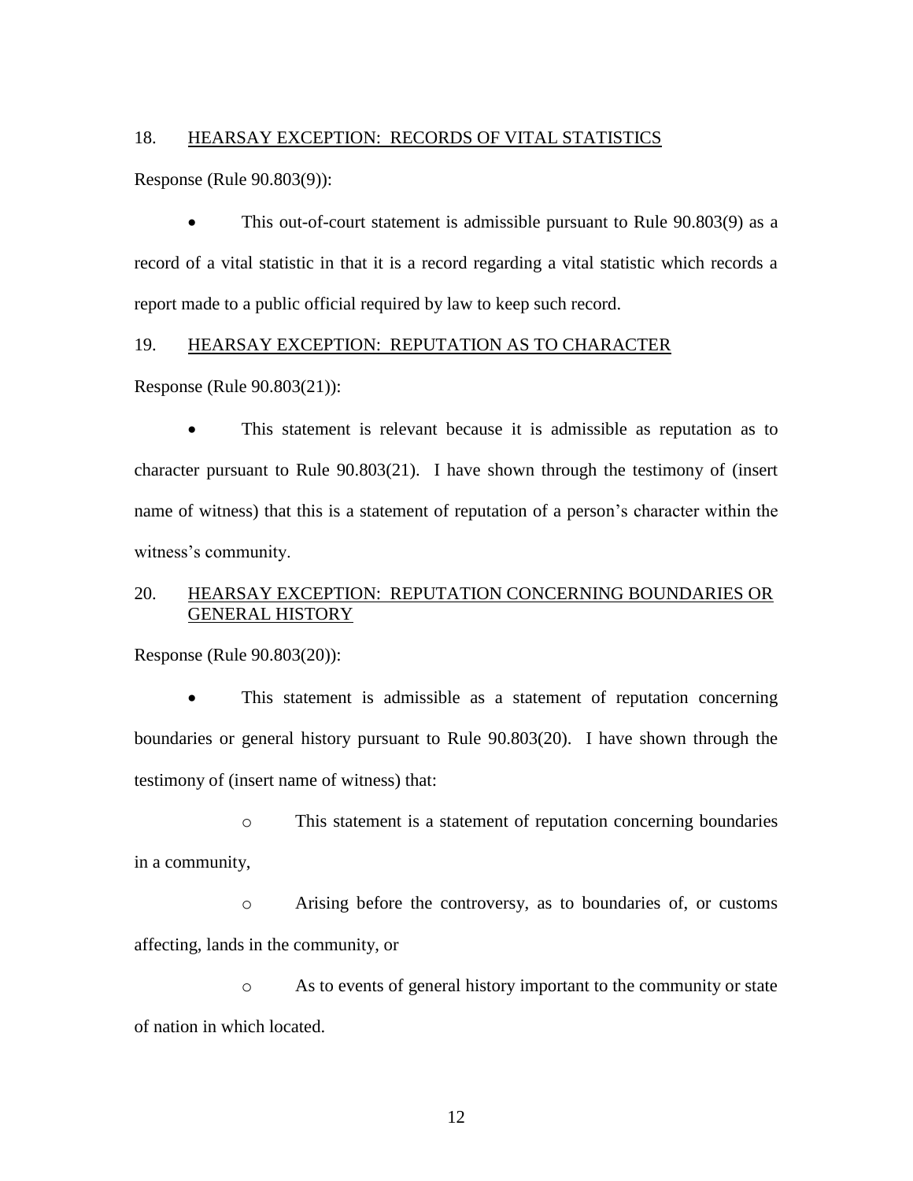18. <u>HEARSAY EXCEPTION: RECORDS OF VITAL STATISTICS</u>

Response (Rule 90.803(9)):

- This out-of-court statement is admissible pursuant to Rule 90.803(9) as a record of a vital statistic in that it is a record regarding a vital statistic which records a report made to a public official required by law to keep such record.

19. <u>HEARSAY EXCEPTION: REPUTATION AS TO CHARACTER</u>

Response (Rule 90.803(21)):

- This statement is relevant because it is admissible as reputation as to character pursuant to Rule 90.803(21). I have shown through the testimony of (insert name of witness) that this is a statement of reputation of a person's character within the witness's community.

20. <u>HEARSAY EXCEPTION: REPUTATION CONCERNING BOUNDARIES OR GENERAL HISTORY</u>

Response (Rule 90.803(20)):

- This statement is admissible as a statement of reputation concerning boundaries or general history pursuant to Rule 90.803(20). I have shown through the testimony of (insert name of witness) that:
    - This statement is a statement of reputation concerning boundaries in a community,
    - Arising before the controversy, as to boundaries of, or customs affecting, lands in the community, or
    - As to events of general history important to the community or state of nation in which located.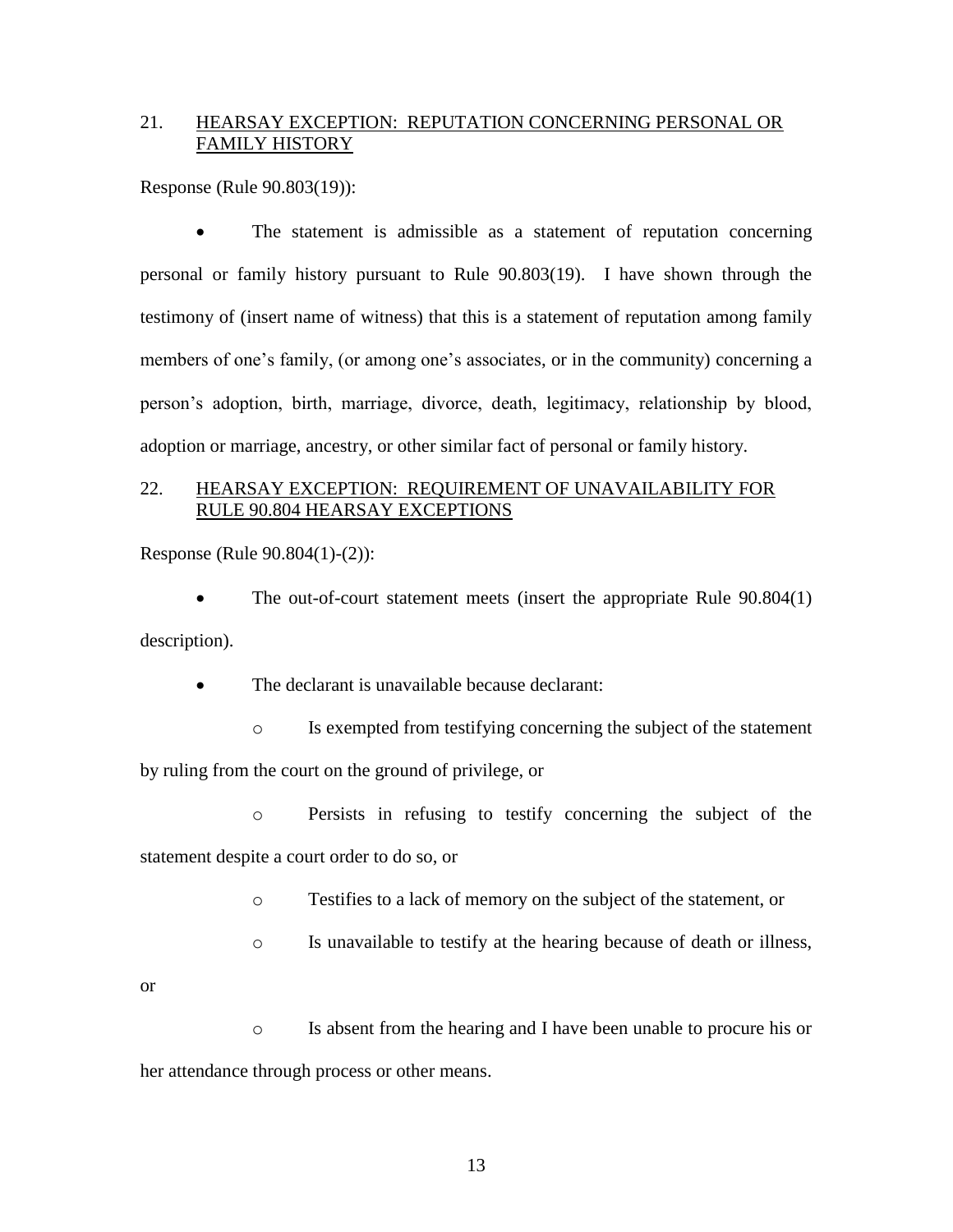## 21. <u>HEARSAY EXCEPTION: REPUTATION CONCERNING PERSONAL OR FAMILY HISTORY</u>

Response (Rule 90.803(19)):

- The statement is admissible as a statement of reputation concerning personal or family history pursuant to Rule 90.803(19). I have shown through the testimony of (insert name of witness) that this is a statement of reputation among family members of one's family, (or among one's associates, or in the community) concerning a person's adoption, birth, marriage, divorce, death, legitimacy, relationship by blood, adoption or marriage, ancestry, or other similar fact of personal or family history.

## 22. <u>HEARSAY EXCEPTION: REQUIREMENT OF UNAVAILABILITY FOR RULE 90.804 HEARSAY EXCEPTIONS</u>

Response (Rule 90.804(1)-(2)):

- The out-of-court statement meets (insert the appropriate Rule 90.804(1) description).
- The declarant is unavailable because declarant:
  - Is exempted from testifying concerning the subject of the statement by ruling from the court on the ground of privilege, or
  - Persists in refusing to testify concerning the subject of the statement despite a court order to do so, or
  - Testifies to a lack of memory on the subject of the statement, or
  - Is unavailable to testify at the hearing because of death or illness, or
  - Is absent from the hearing and I have been unable to procure his or her attendance through process or other means.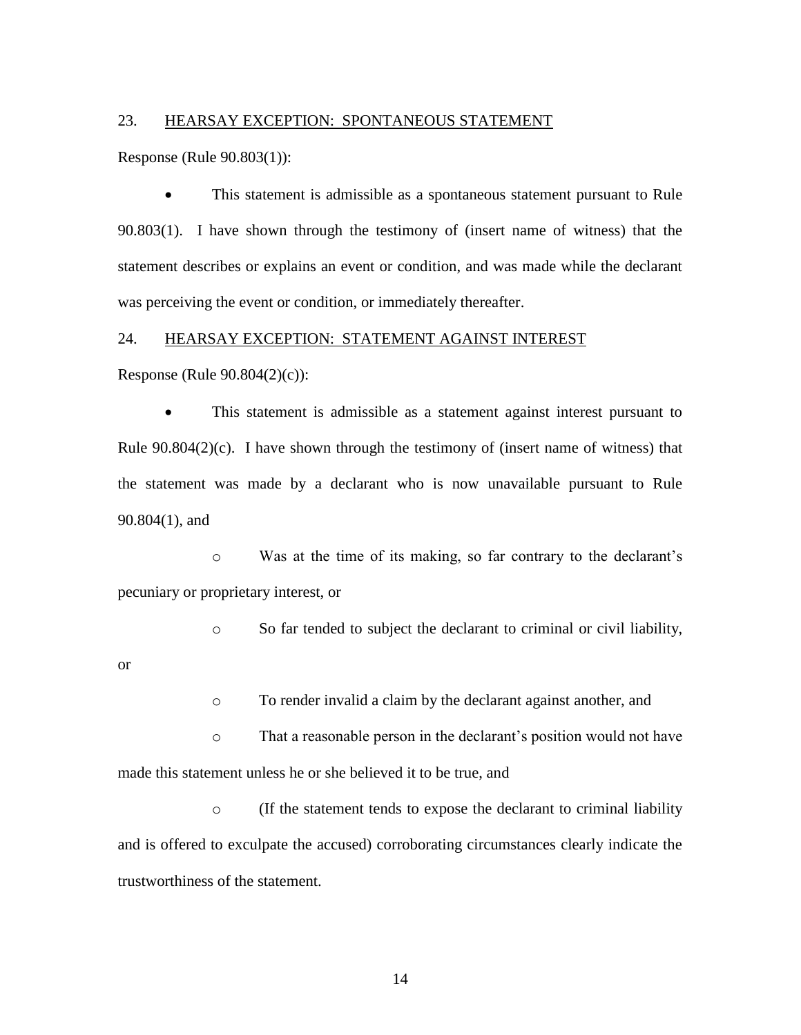23. <u>HEARSAY EXCEPTION: SPONTANEOUS STATEMENT</u>

Response (Rule 90.803(1)):

- This statement is admissible as a spontaneous statement pursuant to Rule 90.803(1). I have shown through the testimony of (insert name of witness) that the statement describes or explains an event or condition, and was made while the declarant was perceiving the event or condition, or immediately thereafter.

24. <u>HEARSAY EXCEPTION: STATEMENT AGAINST INTEREST</u>

Response (Rule 90.804(2)(c)):

- This statement is admissible as a statement against interest pursuant to Rule 90.804(2)(c). I have shown through the testimony of (insert name of witness) that the statement was made by a declarant who is now unavailable pursuant to Rule 90.804(1), and
  - Was at the time of its making, so far contrary to the declarant's pecuniary or proprietary interest, or
  - So far tended to subject the declarant to criminal or civil liability, or
  - To render invalid a claim by the declarant against another, and
  - That a reasonable person in the declarant's position would not have made this statement unless he or she believed it to be true, and
  - (If the statement tends to expose the declarant to criminal liability and is offered to exculpate the accused) corroborating circumstances clearly indicate the trustworthiness of the statement.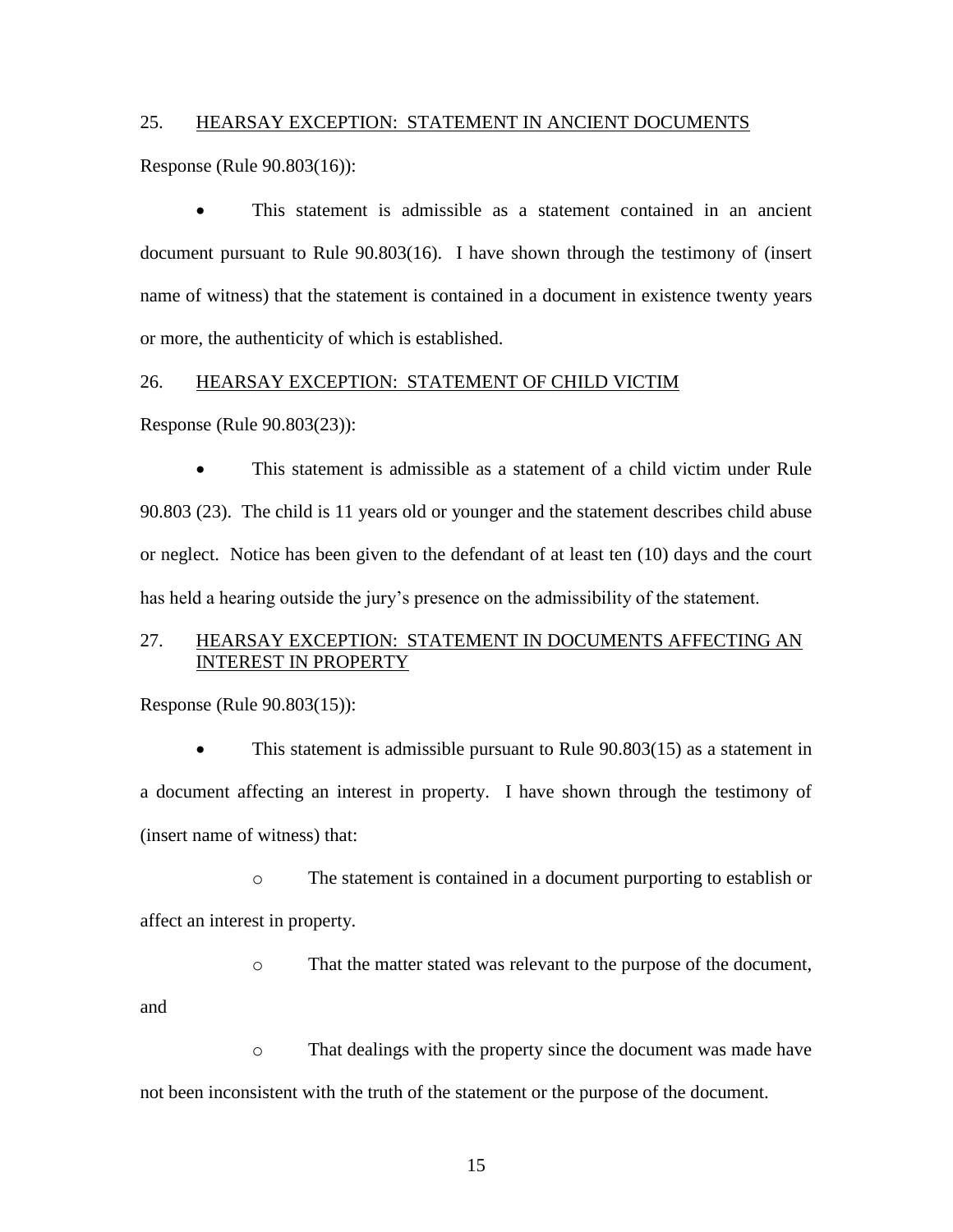25. <u>HEARSAY EXCEPTION: STATEMENT IN ANCIENT DOCUMENTS</u>

Response (Rule 90.803(16)):

- This statement is admissible as a statement contained in an ancient document pursuant to Rule 90.803(16). I have shown through the testimony of (insert name of witness) that the statement is contained in a document in existence twenty years or more, the authenticity of which is established.

26. <u>HEARSAY EXCEPTION: STATEMENT OF CHILD VICTIM</u>

Response (Rule 90.803(23)):

- This statement is admissible as a statement of a child victim under Rule 90.803 (23). The child is 11 years old or younger and the statement describes child abuse or neglect. Notice has been given to the defendant of at least ten (10) days and the court has held a hearing outside the jury's presence on the admissibility of the statement.

27. <u>HEARSAY EXCEPTION: STATEMENT IN DOCUMENTS AFFECTING AN INTEREST IN PROPERTY</u>

Response (Rule 90.803(15)):

- This statement is admissible pursuant to Rule 90.803(15) as a statement in a document affecting an interest in property. I have shown through the testimony of (insert name of witness) that:
  - The statement is contained in a document purporting to establish or affect an interest in property.
  - That the matter stated was relevant to the purpose of the document, and
  - That dealings with the property since the document was made have not been inconsistent with the truth of the statement or the purpose of the document.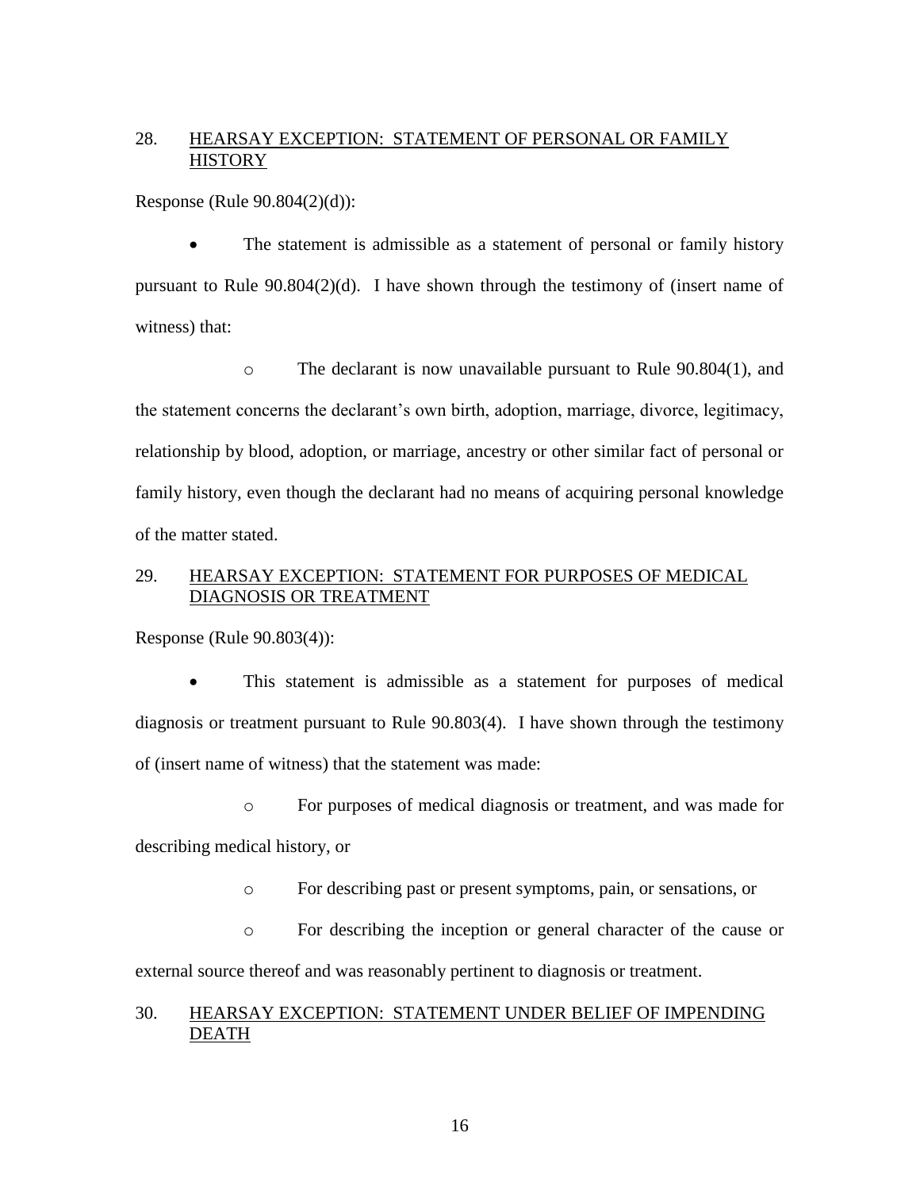## 28. <u>HEARSAY EXCEPTION: STATEMENT OF PERSONAL OR FAMILY HISTORY</u>

Response (Rule 90.804(2)(d)):

- The statement is admissible as a statement of personal or family history pursuant to Rule 90.804(2)(d). I have shown through the testimony of (insert name of witness) that:
  - The declarant is now unavailable pursuant to Rule 90.804(1), and the statement concerns the declarant's own birth, adoption, marriage, divorce, legitimacy, relationship by blood, adoption, or marriage, ancestry or other similar fact of personal or family history, even though the declarant had no means of acquiring personal knowledge of the matter stated.

## 29. <u>HEARSAY EXCEPTION: STATEMENT FOR PURPOSES OF MEDICAL DIAGNOSIS OR TREATMENT</u>

Response (Rule 90.803(4)):

- This statement is admissible as a statement for purposes of medical diagnosis or treatment pursuant to Rule 90.803(4). I have shown through the testimony of (insert name of witness) that the statement was made:
  - For purposes of medical diagnosis or treatment, and was made for describing medical history, or
  - For describing past or present symptoms, pain, or sensations, or
  - For describing the inception or general character of the cause or external source thereof and was reasonably pertinent to diagnosis or treatment.

## 30. <u>HEARSAY EXCEPTION: STATEMENT UNDER BELIEF OF IMPENDING DEATH</u>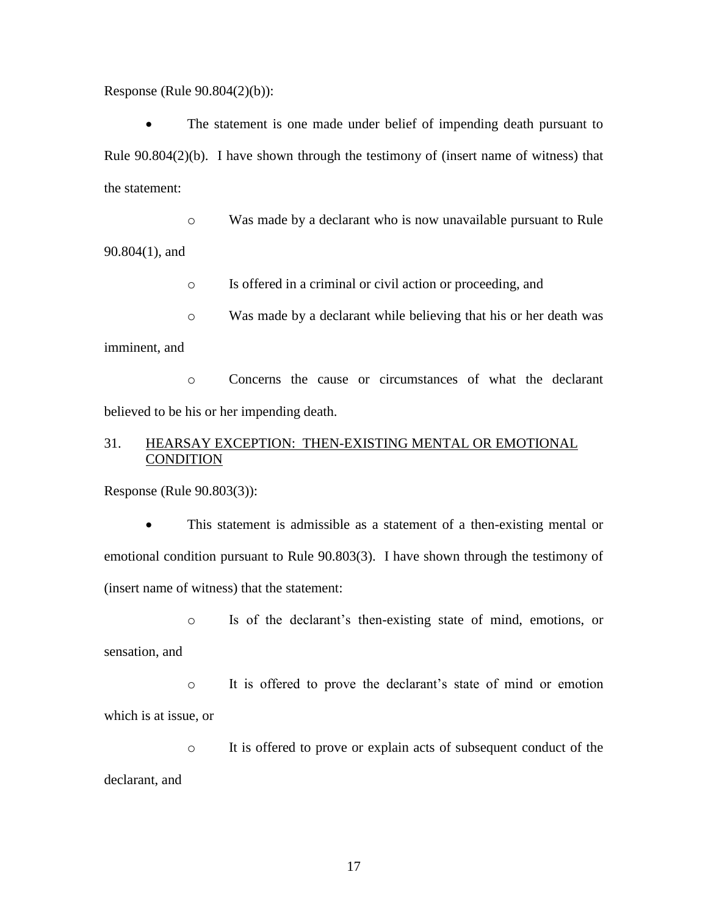Response (Rule 90.804(2)(b)):

- The statement is one made under belief of impending death pursuant to Rule 90.804(2)(b). I have shown through the testimony of (insert name of witness) that the statement:
    - Was made by a declarant who is now unavailable pursuant to Rule 90.804(1), and
    - Is offered in a criminal or civil action or proceeding, and
    - Was made by a declarant while believing that his or her death was imminent, and
    - Concerns the cause or circumstances of what the declarant believed to be his or her impending death.

31. <u>HEARSAY EXCEPTION: THEN-EXISTING MENTAL OR EMOTIONAL CONDITION</u>

Response (Rule 90.803(3)):

- This statement is admissible as a statement of a then-existing mental or emotional condition pursuant to Rule 90.803(3). I have shown through the testimony of (insert name of witness) that the statement:
    - Is of the declarant's then-existing state of mind, emotions, or sensation, and
    - It is offered to prove the declarant's state of mind or emotion which is at issue, or
    - It is offered to prove or explain acts of subsequent conduct of the declarant, and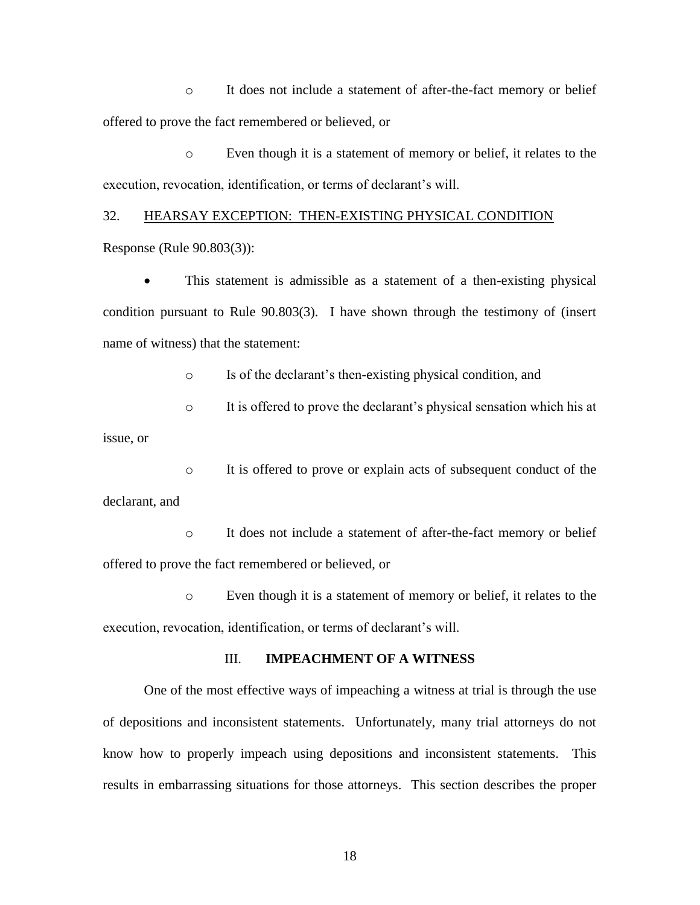- It does not include a statement of after-the-fact memory or belief offered to prove the fact remembered or believed, or
- Even though it is a statement of memory or belief, it relates to the execution, revocation, identification, or terms of declarant's will.

32. <u>HEARSAY EXCEPTION: THEN-EXISTING PHYSICAL CONDITION</u>

Response (Rule 90.803(3)):

- This statement is admissible as a statement of a then-existing physical condition pursuant to Rule 90.803(3). I have shown through the testimony of (insert name of witness) that the statement:
  - Is of the declarant's then-existing physical condition, and
  - It is offered to prove the declarant's physical sensation which his at issue, or
  - It is offered to prove or explain acts of subsequent conduct of the declarant, and
  - It does not include a statement of after-the-fact memory or belief offered to prove the fact remembered or believed, or
  - Even though it is a statement of memory or belief, it relates to the execution, revocation, identification, or terms of declarant's will.

## III. **IMPEACHMENT OF A WITNESS**

One of the most effective ways of impeaching a witness at trial is through the use of depositions and inconsistent statements. Unfortunately, many trial attorneys do not know how to properly impeach using depositions and inconsistent statements. This results in embarrassing situations for those attorneys. This section describes the proper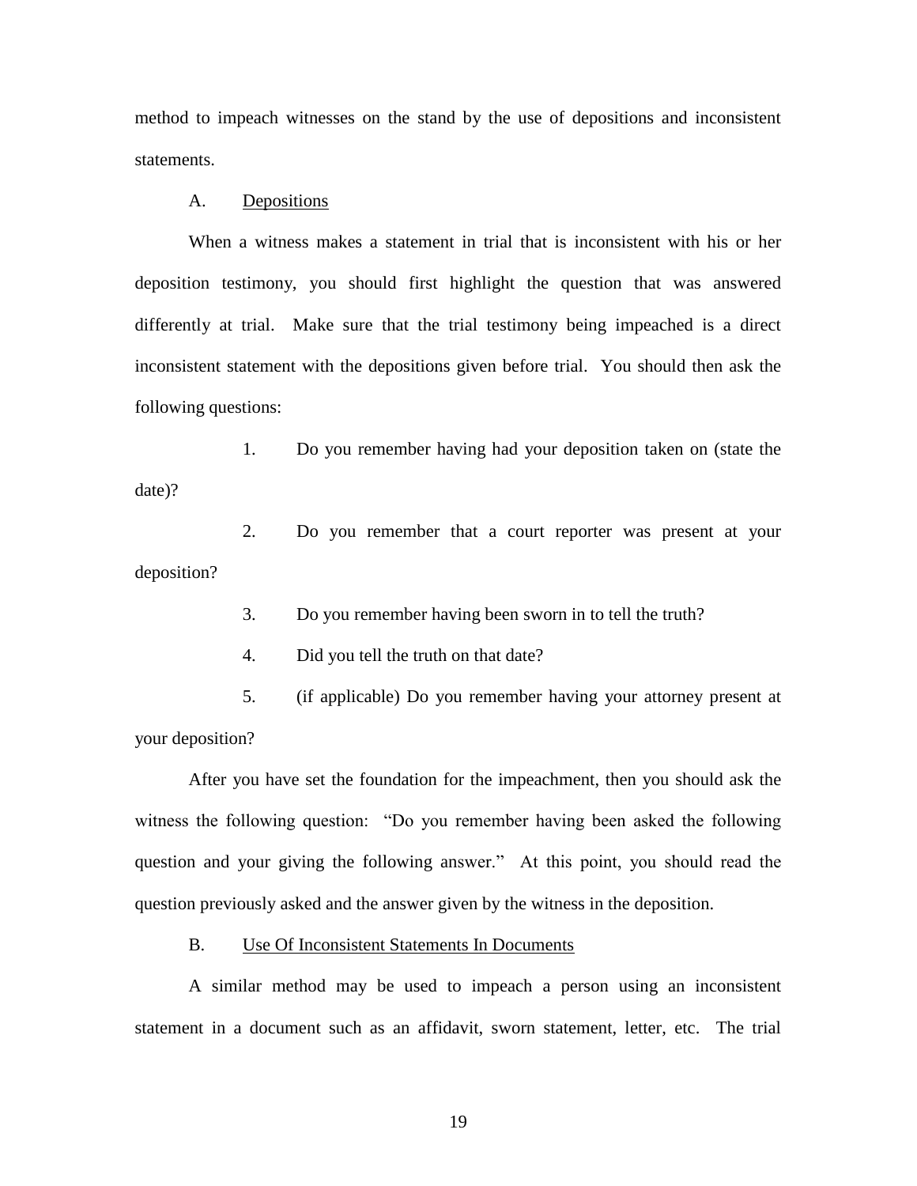method to impeach witnesses on the stand by the use of depositions and inconsistent statements.

A. Depositions

When a witness makes a statement in trial that is inconsistent with his or her deposition testimony, you should first highlight the question that was answered differently at trial. Make sure that the trial testimony being impeached is a direct inconsistent statement with the depositions given before trial. You should then ask the following questions:

1. Do you remember having had your deposition taken on (state the date)?

2. Do you remember that a court reporter was present at your deposition?

3. Do you remember having been sworn in to tell the truth?

4. Did you tell the truth on that date?

5. (if applicable) Do you remember having your attorney present at your deposition?

After you have set the foundation for the impeachment, then you should ask the witness the following question: "Do you remember having been asked the following question and your giving the following answer." At this point, you should read the question previously asked and the answer given by the witness in the deposition.

B. Use Of Inconsistent Statements In Documents

A similar method may be used to impeach a person using an inconsistent statement in a document such as an affidavit, sworn statement, letter, etc. The trial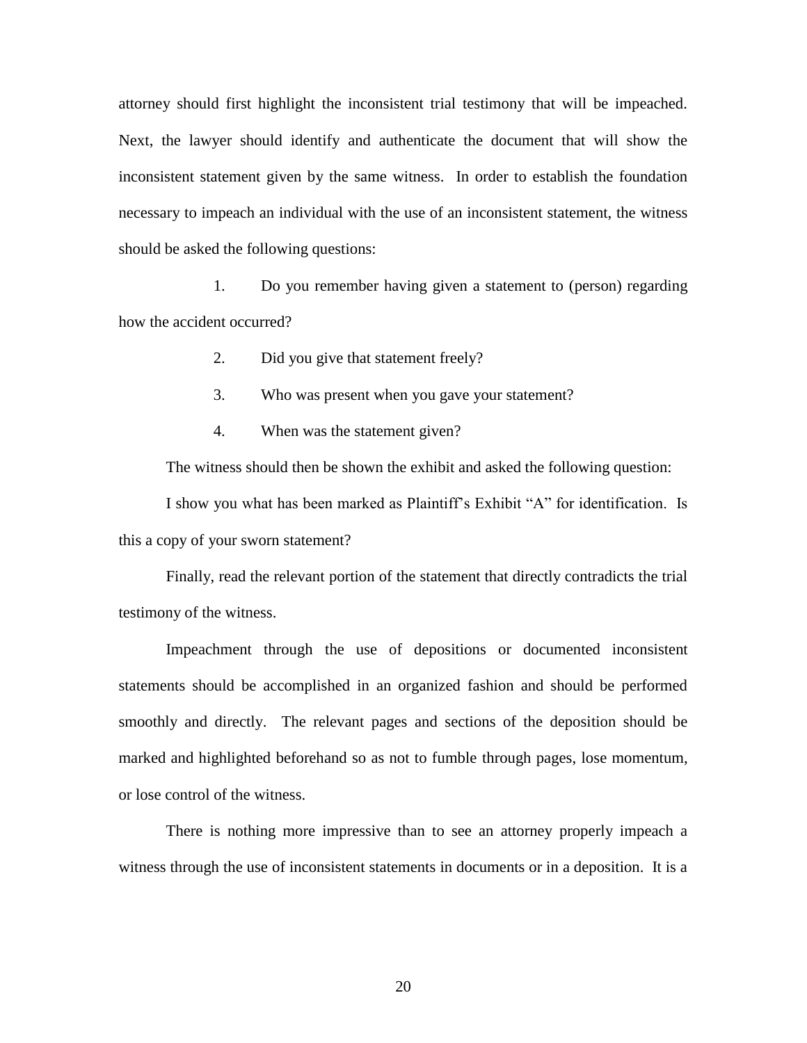attorney should first highlight the inconsistent trial testimony that will be impeached. Next, the lawyer should identify and authenticate the document that will show the inconsistent statement given by the same witness. In order to establish the foundation necessary to impeach an individual with the use of an inconsistent statement, the witness should be asked the following questions:

1. Do you remember having given a statement to (person) regarding how the accident occurred?
2. Did you give that statement freely?
3. Who was present when you gave your statement?
4. When was the statement given?

The witness should then be shown the exhibit and asked the following question:

I show you what has been marked as Plaintiff's Exhibit "A" for identification. Is this a copy of your sworn statement?

Finally, read the relevant portion of the statement that directly contradicts the trial testimony of the witness.

Impeachment through the use of depositions or documented inconsistent statements should be accomplished in an organized fashion and should be performed smoothly and directly. The relevant pages and sections of the deposition should be marked and highlighted beforehand so as not to fumble through pages, lose momentum, or lose control of the witness.

There is nothing more impressive than to see an attorney properly impeach a witness through the use of inconsistent statements in documents or in a deposition. It is a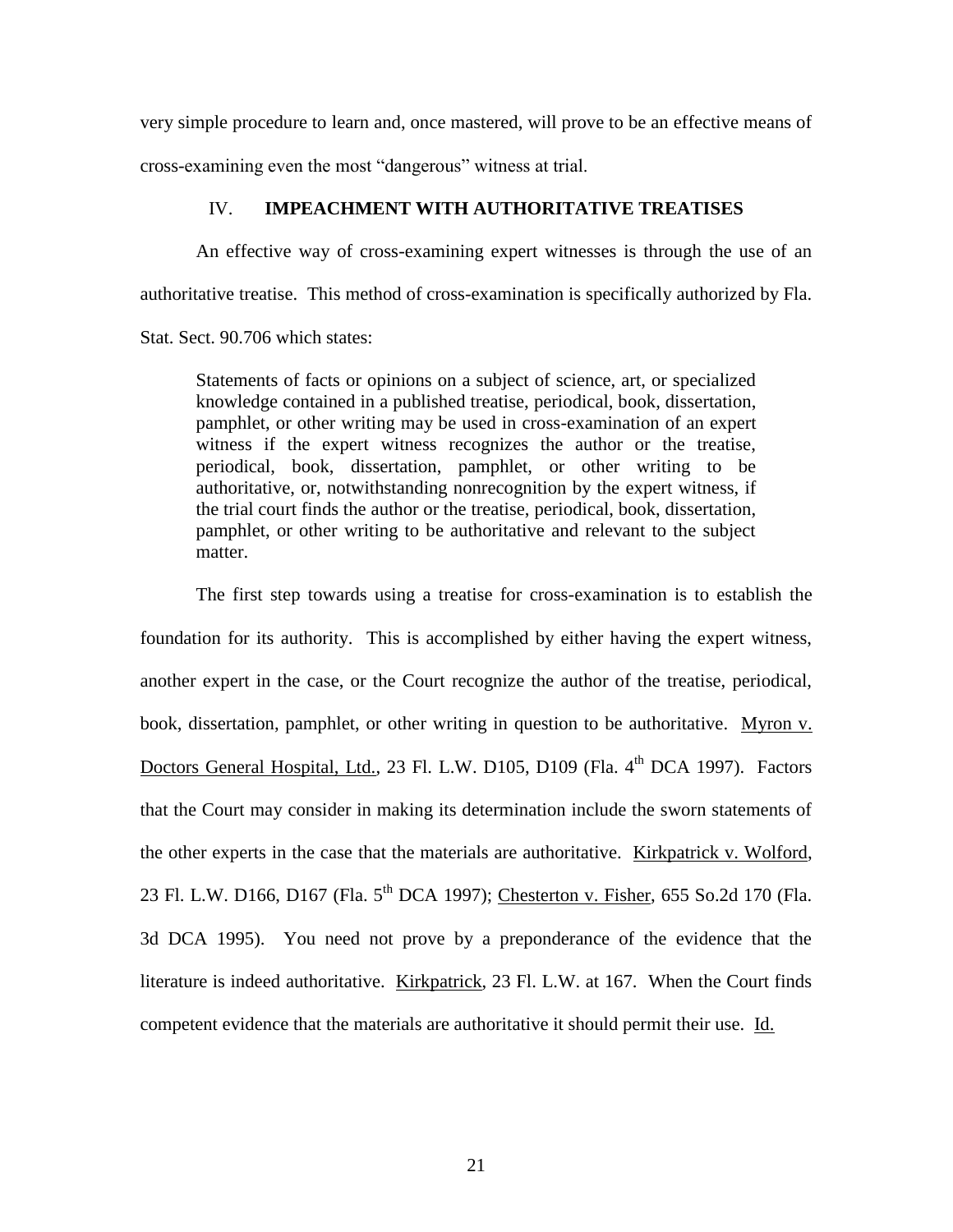very simple procedure to learn and, once mastered, will prove to be an effective means of cross-examining even the most "dangerous" witness at trial.

## IV. IMPEACHMENT WITH AUTHORITATIVE TREATISES

An effective way of cross-examining expert witnesses is through the use of an authoritative treatise. This method of cross-examination is specifically authorized by Fla. Stat. Sect. 90.706 which states:

> Statements of facts or opinions on a subject of science, art, or specialized knowledge contained in a published treatise, periodical, book, dissertation, pamphlet, or other writing may be used in cross-examination of an expert witness if the expert witness recognizes the author or the treatise, periodical, book, dissertation, pamphlet, or other writing to be authoritative, or, notwithstanding nonrecognition by the expert witness, if the trial court finds the author or the treatise, periodical, book, dissertation, pamphlet, or other writing to be authoritative and relevant to the subject matter.

The first step towards using a treatise for cross-examination is to establish the foundation for its authority. This is accomplished by either having the expert witness, another expert in the case, or the Court recognize the author of the treatise, periodical, book, dissertation, pamphlet, or other writing in question to be authoritative. Myron v. Doctors General Hospital, Ltd., 23 Fl. L.W. D105, D109 (Fla. 4th DCA 1997). Factors that the Court may consider in making its determination include the sworn statements of the other experts in the case that the materials are authoritative. Kirkpatrick v. Wolford, 23 Fl. L.W. D166, D167 (Fla. 5th DCA 1997); Chesterton v. Fisher, 655 So.2d 170 (Fla. 3d DCA 1995). You need not prove by a preponderance of the evidence that the literature is indeed authoritative. Kirkpatrick, 23 Fl. L.W. at 167. When the Court finds competent evidence that the materials are authoritative it should permit their use. Id.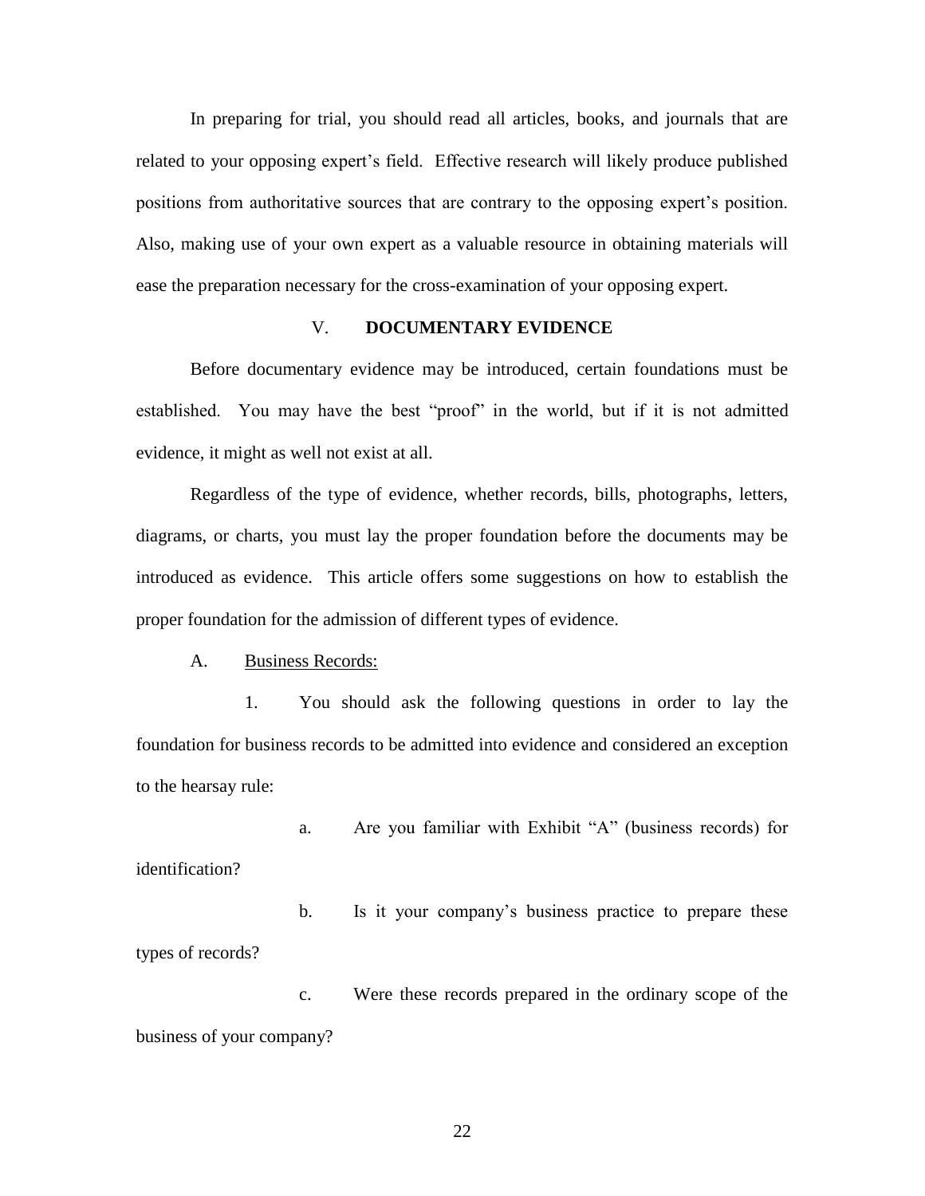In preparing for trial, you should read all articles, books, and journals that are related to your opposing expert's field. Effective research will likely produce published positions from authoritative sources that are contrary to the opposing expert's position. Also, making use of your own expert as a valuable resource in obtaining materials will ease the preparation necessary for the cross-examination of your opposing expert.

## V. DOCUMENTARY EVIDENCE

Before documentary evidence may be introduced, certain foundations must be established. You may have the best "proof" in the world, but if it is not admitted evidence, it might as well not exist at all.

Regardless of the type of evidence, whether records, bills, photographs, letters, diagrams, or charts, you must lay the proper foundation before the documents may be introduced as evidence. This article offers some suggestions on how to establish the proper foundation for the admission of different types of evidence.

### A. Business Records:

1. You should ask the following questions in order to lay the foundation for business records to be admitted into evidence and considered an exception to the hearsay rule:

   a. Are you familiar with Exhibit "A" (business records) for identification?

   b. Is it your company's business practice to prepare these types of records?

   c. Were these records prepared in the ordinary scope of the business of your company?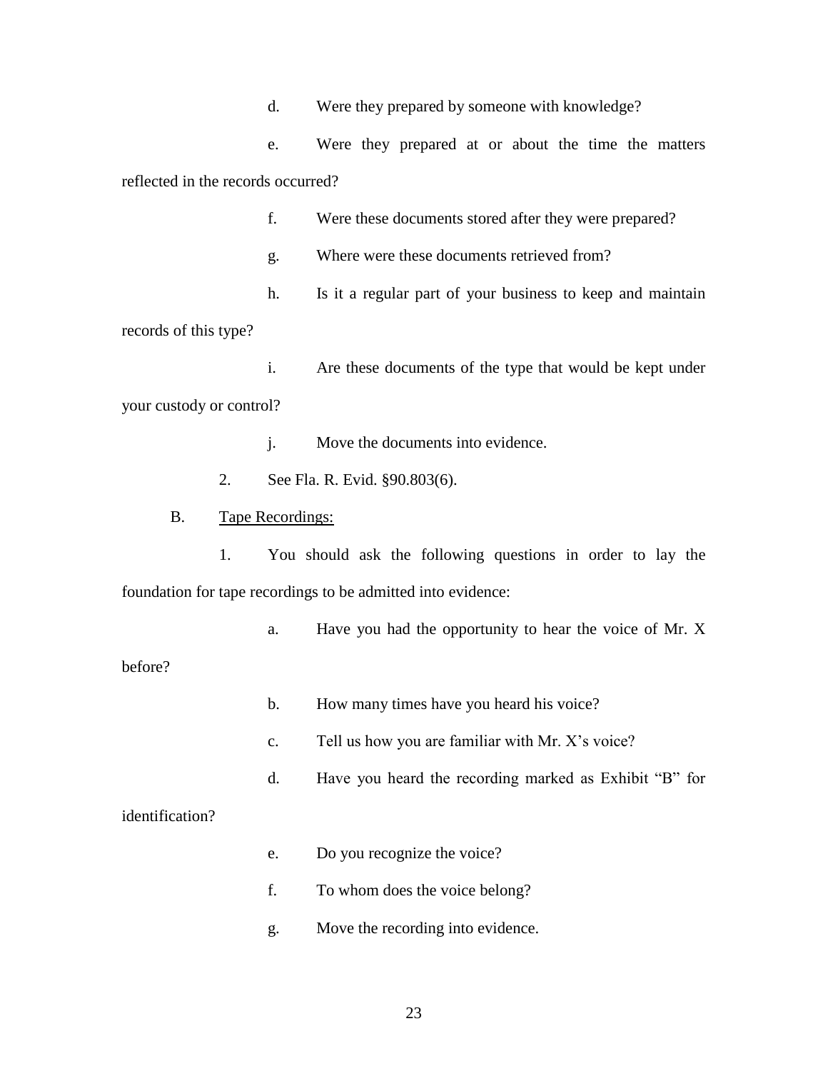d. Were they prepared by someone with knowledge?

e. Were they prepared at or about the time the matters reflected in the records occurred?

f. Were these documents stored after they were prepared?

g. Where were these documents retrieved from?

h. Is it a regular part of your business to keep and maintain records of this type?

i. Are these documents of the type that would be kept under your custody or control?

j. Move the documents into evidence.

2. See Fla. R. Evid. §90.803(6).

B. <u>Tape Recordings:</u>

1. You should ask the following questions in order to lay the foundation for tape recordings to be admitted into evidence:

a. Have you had the opportunity to hear the voice of Mr. X before?

b. How many times have you heard his voice?

c. Tell us how you are familiar with Mr. X's voice?

d. Have you heard the recording marked as Exhibit "B" for identification?

e. Do you recognize the voice?

f. To whom does the voice belong?

g. Move the recording into evidence.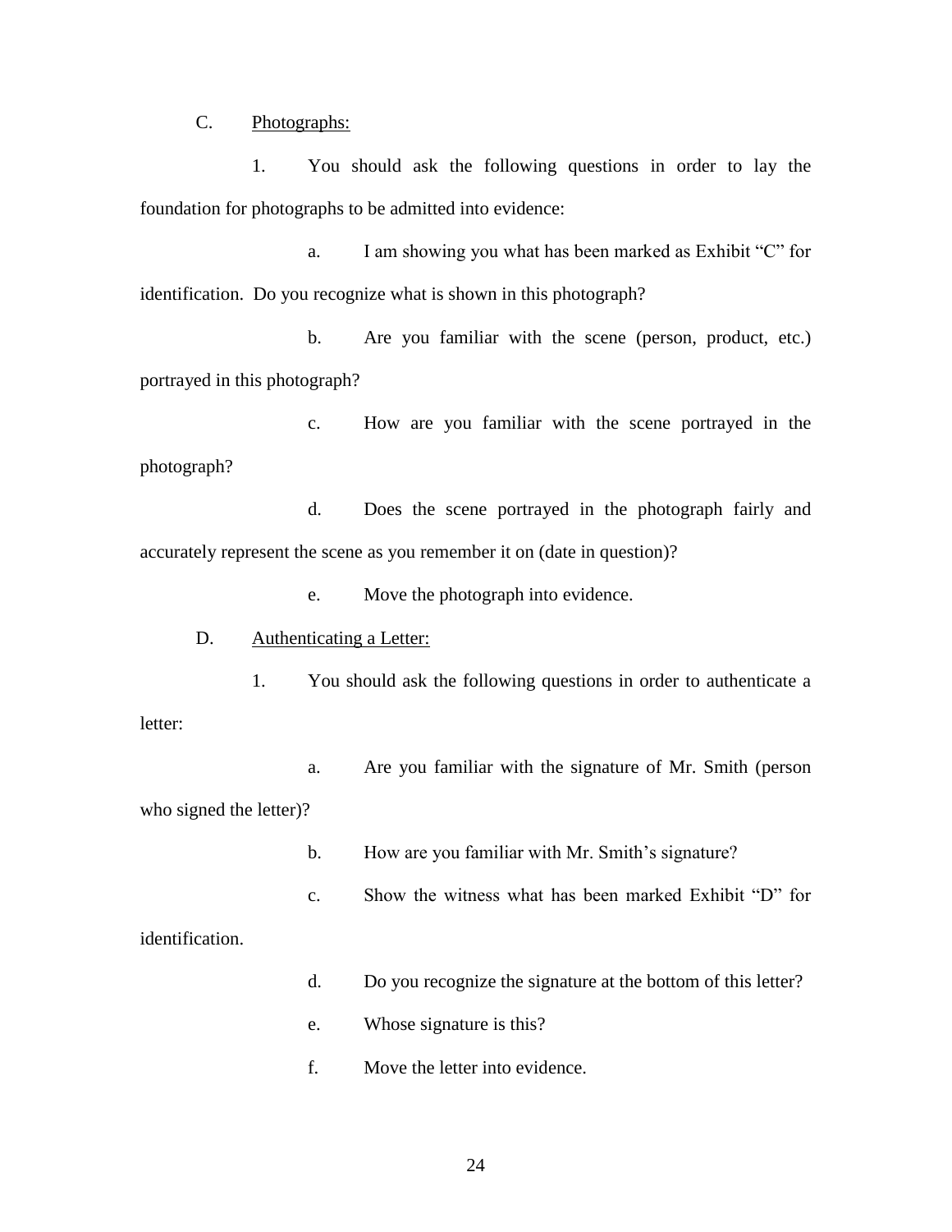C. <u>Photographs:</u>

1. You should ask the following questions in order to lay the foundation for photographs to be admitted into evidence:

a. I am showing you what has been marked as Exhibit "C" for identification. Do you recognize what is shown in this photograph?

b. Are you familiar with the scene (person, product, etc.) portrayed in this photograph?

c. How are you familiar with the scene portrayed in the photograph?

d. Does the scene portrayed in the photograph fairly and accurately represent the scene as you remember it on (date in question)?

e. Move the photograph into evidence.

D. <u>Authenticating a Letter:</u>

1. You should ask the following questions in order to authenticate a letter:

a. Are you familiar with the signature of Mr. Smith (person who signed the letter)?

b. How are you familiar with Mr. Smith's signature?

c. Show the witness what has been marked Exhibit "D" for identification.

d. Do you recognize the signature at the bottom of this letter?

e. Whose signature is this?

f. Move the letter into evidence.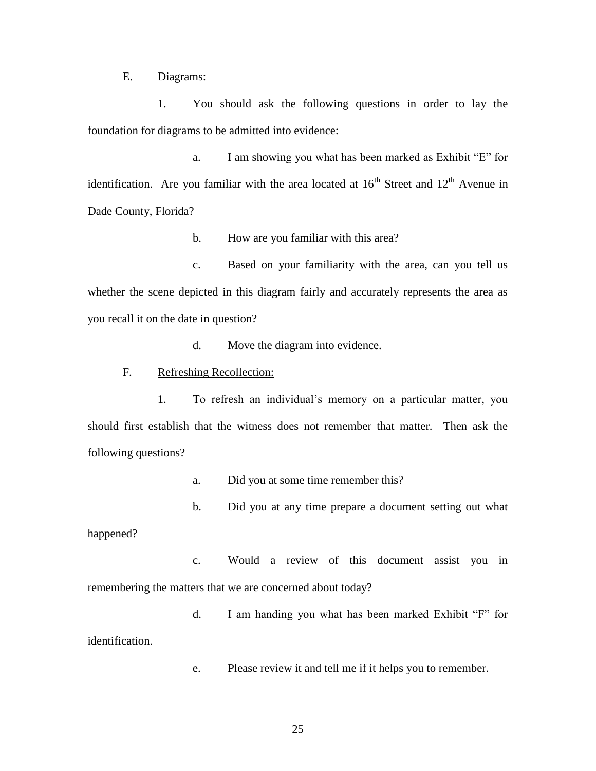E. Diagrams:

1. You should ask the following questions in order to lay the foundation for diagrams to be admitted into evidence:

a. I am showing you what has been marked as Exhibit "E" for identification. Are you familiar with the area located at 16th Street and 12th Avenue in Dade County, Florida?

b. How are you familiar with this area?

c. Based on your familiarity with the area, can you tell us whether the scene depicted in this diagram fairly and accurately represents the area as you recall it on the date in question?

d. Move the diagram into evidence.

F. Refreshing Recollection:

1. To refresh an individual's memory on a particular matter, you should first establish that the witness does not remember that matter. Then ask the following questions?

a. Did you at some time remember this?

b. Did you at any time prepare a document setting out what happened?

c. Would a review of this document assist you in remembering the matters that we are concerned about today?

d. I am handing you what has been marked Exhibit "F" for identification.

e. Please review it and tell me if it helps you to remember.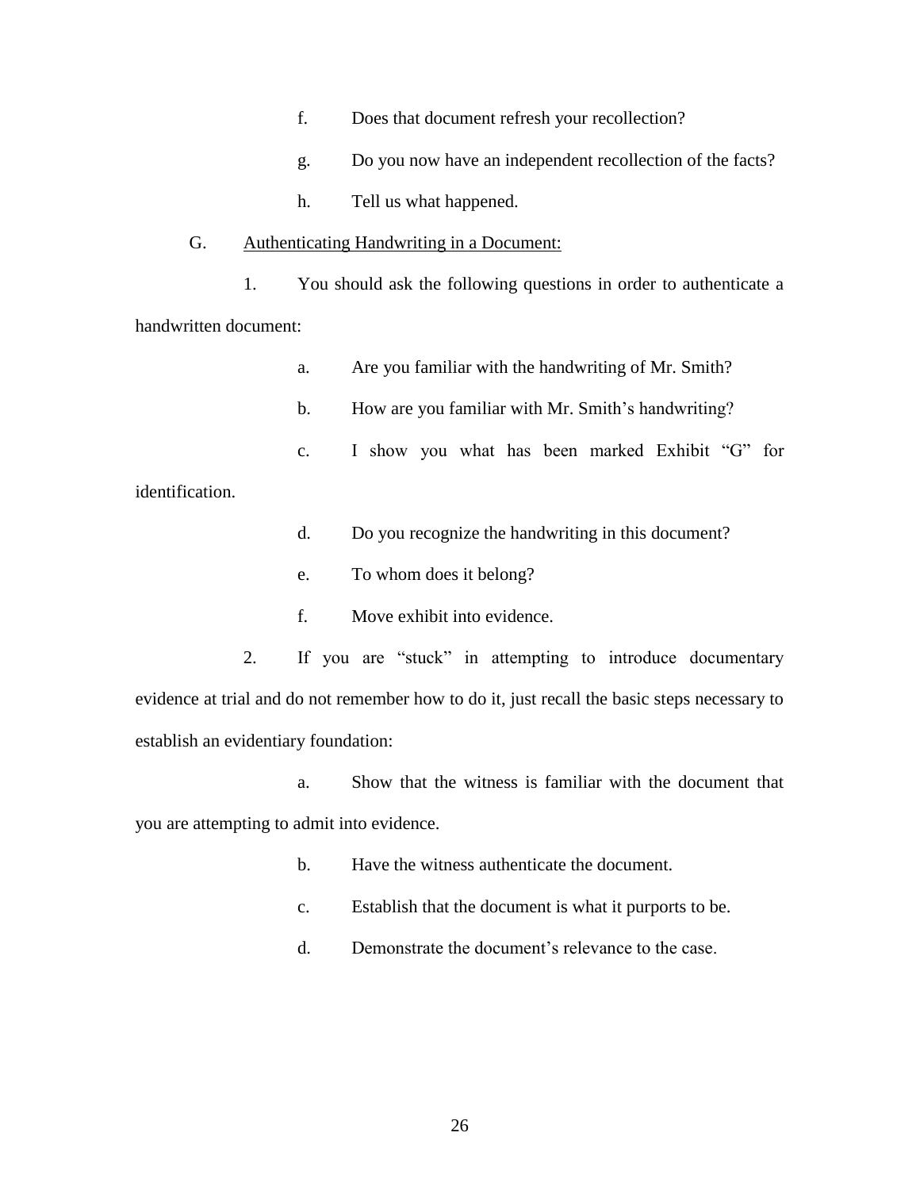f. Does that document refresh your recollection?

g. Do you now have an independent recollection of the facts?

h. Tell us what happened.

G. <u>Authenticating Handwriting in a Document:</u>

1. You should ask the following questions in order to authenticate a handwritten document:

a. Are you familiar with the handwriting of Mr. Smith?

b. How are you familiar with Mr. Smith's handwriting?

c. I show you what has been marked Exhibit "G" for identification.

d. Do you recognize the handwriting in this document?

e. To whom does it belong?

f. Move exhibit into evidence.

2. If you are "stuck" in attempting to introduce documentary evidence at trial and do not remember how to do it, just recall the basic steps necessary to establish an evidentiary foundation:

a. Show that the witness is familiar with the document that you are attempting to admit into evidence.

b. Have the witness authenticate the document.

c. Establish that the document is what it purports to be.

d. Demonstrate the document's relevance to the case.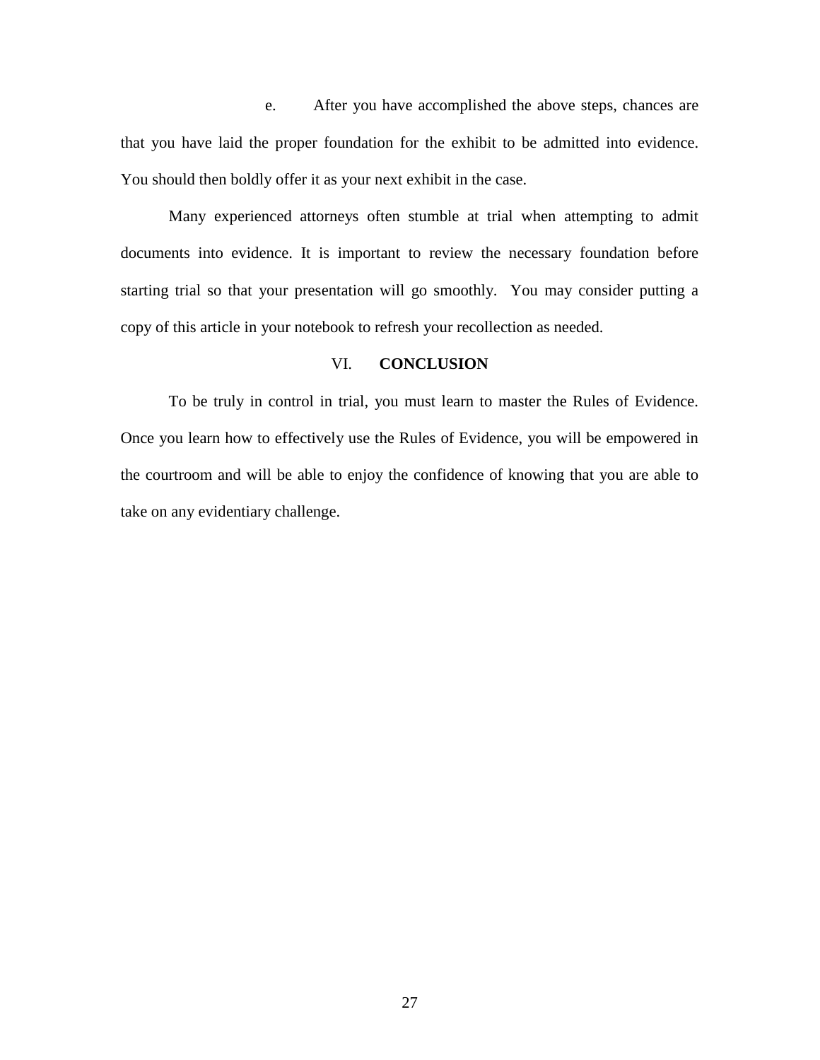e. After you have accomplished the above steps, chances are that you have laid the proper foundation for the exhibit to be admitted into evidence. You should then boldly offer it as your next exhibit in the case.

Many experienced attorneys often stumble at trial when attempting to admit documents into evidence. It is important to review the necessary foundation before starting trial so that your presentation will go smoothly. You may consider putting a copy of this article in your notebook to refresh your recollection as needed.

## VI. CONCLUSION

To be truly in control in trial, you must learn to master the Rules of Evidence. Once you learn how to effectively use the Rules of Evidence, you will be empowered in the courtroom and will be able to enjoy the confidence of knowing that you are able to take on any evidentiary challenge.